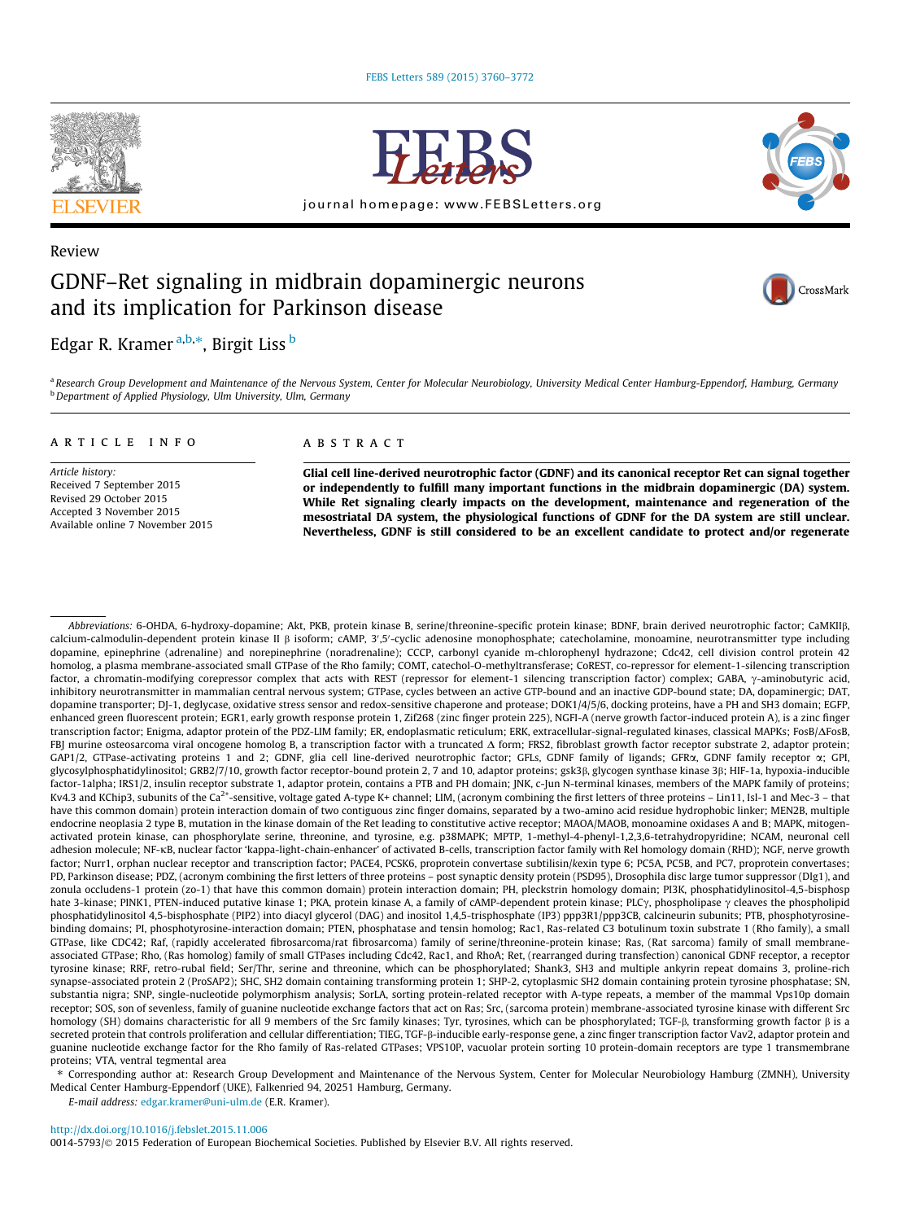Review

# GDNF–Ret signaling in midbrain dopaminergic neurons and its implication for Parkinson disease

Edgar R. Kramer [a,b,*], Birgit Liss [b]

[a] Research Group Development and Maintenance of the Nervous System, Center for Molecular Neurobiology, University Medical Center Hamburg-Eppendorf, Hamburg, Germany
[b] Department of Applied Physiology, Ulm University, Ulm, Germany

## ARTICLE INFO

*Article history:*
Received 7 September 2015
Revised 29 October 2015
Accepted 3 November 2015
Available online 7 November 2015

## ABSTRACT

**Glial cell line-derived neurotrophic factor (GDNF) and its canonical receptor Ret can signal together or independently to fulfill many important functions in the midbrain dopaminergic (DA) system. While Ret signaling clearly impacts on the development, maintenance and regeneration of the mesostriatal DA system, the physiological functions of GDNF for the DA system are still unclear. Nevertheless, GDNF is still considered to be an excellent candidate to protect and/or regenerate**

*Abbreviations:* 6-OHDA, 6-hydroxy-dopamine; Akt, PKB, protein kinase B, serine/threonine-specific protein kinase; BDNF, brain derived neurotrophic factor; CaMKIIβ, calcium-calmodulin-dependent protein kinase II β isoform; cAMP, 3′,5′-cyclic adenosine monophosphate; catecholamine, monoamine, neurotransmitter type including dopamine, epinephrine (adrenaline) and norepinephrine (noradrenaline); CCCP, carbonyl cyanide m-chlorophenyl hydrazone; Cdc42, cell division control protein 42 homolog, a plasma membrane-associated small GTPase of the Rho family; COMT, catechol-O-methyltransferase; CoREST, co-repressor for element-1-silencing transcription factor, a chromatin-modifying corepressor complex that acts with REST (repressor for element-1 silencing transcription factor) complex; GABA, γ-aminobutyric acid, inhibitory neurotransmitter in mammalian central nervous system; GTPase, cycles between an active GTP-bound and an inactive GDP-bound state; DA, dopaminergic; DAT, dopamine transporter; DJ-1, deglycase, oxidative stress sensor and redox-sensitive chaperone and protease; DOK1/4/5/6, docking proteins, have a PH and SH3 domain; EGFP, enhanced green fluorescent protein; EGR1, early growth response protein 1, Zif268 (zinc finger protein 225), NGFI-A (nerve growth factor-induced protein A), is a zinc finger transcription factor; Enigma, adaptor protein of the PDZ-LIM family; ER, endoplasmatic reticulum; ERK, extracellular-signal-regulated kinases, classical MAPKs; FosB/ΔFosB, FBJ murine osteosarcoma viral oncogene homolog B, a transcription factor with a truncated Δ form; FRS2, fibroblast growth factor receptor substrate 2, adaptor protein; GAP1/2, GTPase-activating proteins 1 and 2; GDNF, glia cell line-derived neurotrophic factor; GFLs, GDNF family of ligands; GFRα, GDNF family receptor α; GPI, glycosylphosphatidylinositol; GRB2/7/10, growth factor receptor-bound protein 2, 7 and 10, adaptor proteins; gsk3β, glycogen synthase kinase 3β; HIF-1a, hypoxia-inducible factor-1alpha; IRS1/2, insulin receptor substrate 1, adaptor protein, contains a PTB and PH domain; JNK, c-Jun N-terminal kinases, members of the MAPK family of proteins; Kv4.3 and KChip3, subunits of the $Ca^{2+}$-sensitive, voltage gated A-type K+ channel; LIM, (acronym combining the first letters of three proteins – Lin11, Isl-1 and Mec-3 – that have this common domain) protein interaction domain of two contiguous zinc finger domains, separated by a two-amino acid residue hydrophobic linker; MEN2B, multiple endocrine neoplasia 2 type B, mutation in the kinase domain of the Ret leading to constitutive active receptor; MAOA/MAOB, monoamine oxidases A and B; MAPK, mitogen-activated protein kinase, can phosphorylate serine, threonine, and tyrosine, e.g. p38MAPK; MPTP, 1-methyl-4-phenyl-1,2,3,6-tetrahydropyridine; NCAM, neuronal cell adhesion molecule; NF-κB, nuclear factor 'kappa-light-chain-enhancer' of activated B-cells, transcription factor family with Rel homology domain (RHD); NGF, nerve growth factor; Nurr1, orphan nuclear receptor and transcription factor; PACE4, PCSK6, proprotein convertase subtilisin/kexin type 6; PC5A, PC5B, and PC7, proprotein convertases; PD, Parkinson disease; PDZ, (acronym combining the first letters of three proteins – post synaptic density protein (PSD95), Drosophila disc large tumor suppressor (Dlg1), and zonula occludens-1 protein (zo-1) that have this common domain) protein interaction domain; PH, pleckstrin homology domain; PI3K, phosphatidylinositol-4,5-bisphosp hate 3-kinase; PINK1, PTEN-induced putative kinase 1; PKA, protein kinase A, a family of cAMP-dependent protein kinase; PLCγ, phospholipase γ cleaves the phospholipid phosphatidylinositol 4,5-bisphosphate (PIP2) into diacyl glycerol (DAG) and inositol 1,4,5-trisphosphate (IP3) ppp3R1/ppp3CB, calcineurin subunits; PTB, phosphotyrosine-binding domains; PI, phosphotyrosine-interaction domain; PTEN, phosphatase and tensin homolog; Rac1, Ras-related C3 botulinum toxin substrate 1 (Rho family), a small GTPase, like CDC42; Raf, (rapidly accelerated fibrosarcoma/rat fibrosarcoma) family of serine/threonine-protein kinase; Ras, (Rat sarcoma) family of small membrane-associated GTPase; Rho, (Ras homolog) family of small GTPases including Cdc42, Rac1, and RhoA; Ret, (rearranged during transfection) canonical GDNF receptor, a receptor tyrosine kinase; RRF, retro-rubal field; Ser/Thr, serine and threonine, which can be phosphorylated; Shank3, SH3 and multiple ankyrin repeat domains 3, proline-rich synapse-associated protein 2 (ProSAP2); SHC, SH2 domain containing transforming protein 1; SHP-2, cytoplasmic SH2 domain containing protein tyrosine phosphatase; SN, substantia nigra; SNP, single-nucleotide polymorphism analysis; SorLA, sorting protein-related receptor with A-type repeats, a member of the mammal Vps10p domain receptor; SOS, son of sevenless, family of guanine nucleotide exchange factors that act on Ras; Src, (sarcoma protein) membrane-associated tyrosine kinase with different Src homology (SH) domains characteristic for all 9 members of the Src family kinases; Tyr, tyrosines, which can be phosphorylated; TGF-β, transforming growth factor β is a secreted protein that controls proliferation and cellular differentiation; TIEG, TGF-β-inducible early-response gene, a zinc finger transcription factor Vav2, adaptor protein and guanine nucleotide exchange factor for the Rho family of Ras-related GTPases; VPS10P, vacuolar protein sorting 10 protein-domain receptors are type 1 transmembrane proteins; VTA, ventral tegmental area

\* Corresponding author at: Research Group Development and Maintenance of the Nervous System, Center for Molecular Neurobiology Hamburg (ZMNH), University Medical Center Hamburg-Eppendorf (UKE), Falkenried 94, 20251 Hamburg, Germany.

*E-mail address:* edgar.kramer@uni-ulm.de (E.R. Kramer).

http://dx.doi.org/10.1016/j.febslet.2015.11.006
0014-5793/© 2015 Federation of European Biochemical Societies. Published by Elsevier B.V. All rights reserved.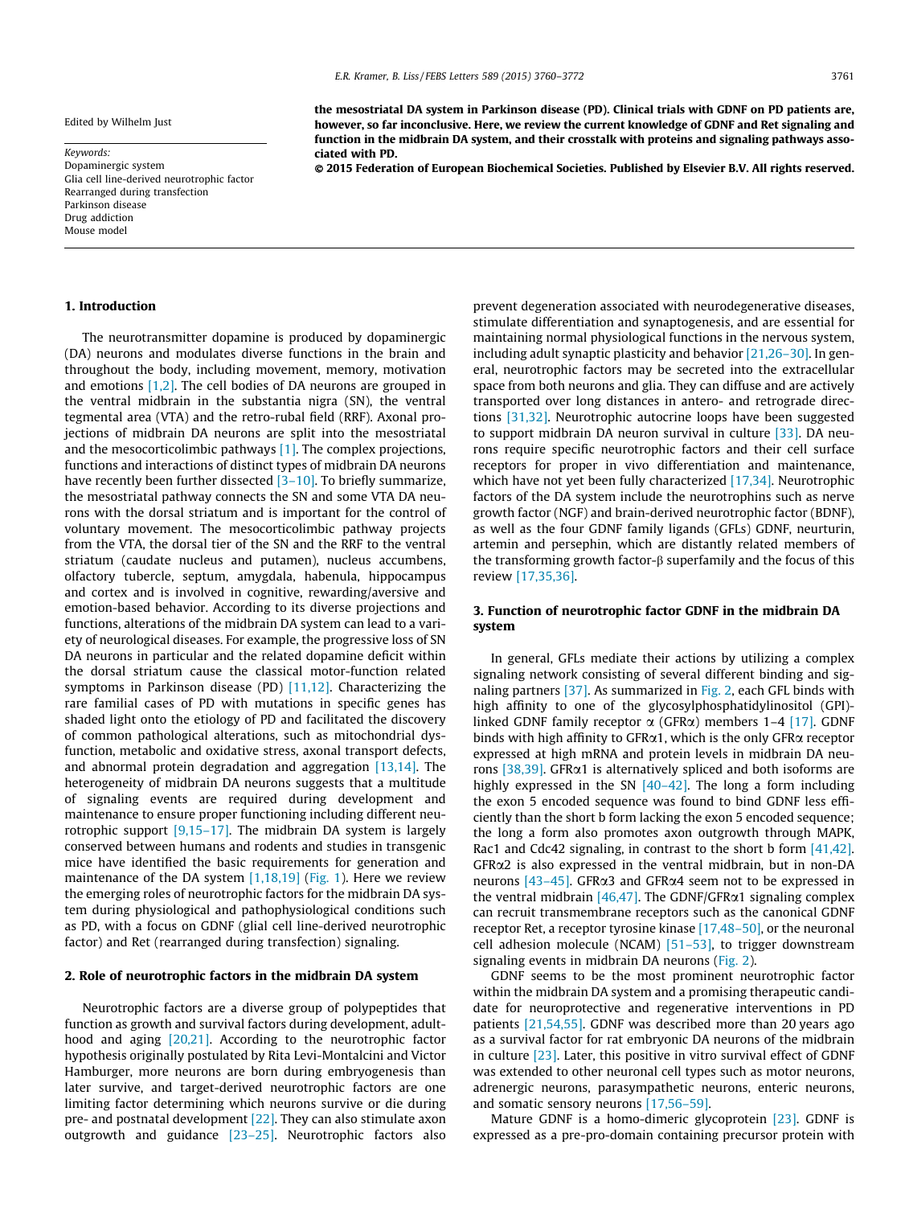Edited by Wilhelm Just

*Keywords:*
Dopaminergic system
Glia cell line-derived neurotrophic factor
Rearranged during transfection
Parkinson disease
Drug addiction
Mouse model

**the mesostriatal DA system in Parkinson disease (PD). Clinical trials with GDNF on PD patients are, however, so far inconclusive. Here, we review the current knowledge of GDNF and Ret signaling and function in the midbrain DA system, and their crosstalk with proteins and signaling pathways associated with PD.**

**© 2015 Federation of European Biochemical Societies. Published by Elsevier B.V. All rights reserved.**

## 1. Introduction

The neurotransmitter dopamine is produced by dopaminergic (DA) neurons and modulates diverse functions in the brain and throughout the body, including movement, memory, motivation and emotions [1,2]. The cell bodies of DA neurons are grouped in the ventral midbrain in the substantia nigra (SN), the ventral tegmental area (VTA) and the retro-rubal field (RRF). Axonal projections of midbrain DA neurons are split into the mesostriatal and the mesocorticolimbic pathways [1]. The complex projections, functions and interactions of distinct types of midbrain DA neurons have recently been further dissected [3–10]. To briefly summarize, the mesostriatal pathway connects the SN and some VTA DA neurons with the dorsal striatum and is important for the control of voluntary movement. The mesocorticolimbic pathway projects from the VTA, the dorsal tier of the SN and the RRF to the ventral striatum (caudate nucleus and putamen), nucleus accumbens, olfactory tubercle, septum, amygdala, habenula, hippocampus and cortex and is involved in cognitive, rewarding/aversive and emotion-based behavior. According to its diverse projections and functions, alterations of the midbrain DA system can lead to a variety of neurological diseases. For example, the progressive loss of SN DA neurons in particular and the related dopamine deficit within the dorsal striatum cause the classical motor-function related symptoms in Parkinson disease (PD) [11,12]. Characterizing the rare familial cases of PD with mutations in specific genes has shaded light onto the etiology of PD and facilitated the discovery of common pathological alterations, such as mitochondrial dysfunction, metabolic and oxidative stress, axonal transport defects, and abnormal protein degradation and aggregation [13,14]. The heterogeneity of midbrain DA neurons suggests that a multitude of signaling events are required during development and maintenance to ensure proper functioning including different neurotrophic support [9,15–17]. The midbrain DA system is largely conserved between humans and rodents and studies in transgenic mice have identified the basic requirements for generation and maintenance of the DA system [1,18,19] (Fig. 1). Here we review the emerging roles of neurotrophic factors for the midbrain DA system during physiological and pathophysiological conditions such as PD, with a focus on GDNF (glial cell line-derived neurotrophic factor) and Ret (rearranged during transfection) signaling.

## 2. Role of neurotrophic factors in the midbrain DA system

Neurotrophic factors are a diverse group of polypeptides that function as growth and survival factors during development, adulthood and aging [20,21]. According to the neurotrophic factor hypothesis originally postulated by Rita Levi-Montalcini and Victor Hamburger, more neurons are born during embryogenesis than later survive, and target-derived neurotrophic factors are one limiting factor determining which neurons survive or die during pre- and postnatal development [22]. They can also stimulate axon outgrowth and guidance [23–25]. Neurotrophic factors also prevent degeneration associated with neurodegenerative diseases, stimulate differentiation and synaptogenesis, and are essential for maintaining normal physiological functions in the nervous system, including adult synaptic plasticity and behavior [21,26–30]. In general, neurotrophic factors may be secreted into the extracellular space from both neurons and glia. They can diffuse and are actively transported over long distances in antero- and retrograde directions [31,32]. Neurotrophic autocrine loops have been suggested to support midbrain DA neuron survival in culture [33]. DA neurons require specific neurotrophic factors and their cell surface receptors for proper in vivo differentiation and maintenance, which have not yet been fully characterized [17,34]. Neurotrophic factors of the DA system include the neurotrophins such as nerve growth factor (NGF) and brain-derived neurotrophic factor (BDNF), as well as the four GDNF family ligands (GFLs) GDNF, neurturin, artemin and persephin, which are distantly related members of the transforming growth factor-β superfamily and the focus of this review [17,35,36].

## 3. Function of neurotrophic factor GDNF in the midbrain DA system

In general, GFLs mediate their actions by utilizing a complex signaling network consisting of several different binding and signaling partners [37]. As summarized in Fig. 2, each GFL binds with high affinity to one of the glycosylphosphatidylinositol (GPI)-linked GDNF family receptor α (GFRα) members 1–4 [17]. GDNF binds with high affinity to GFRα1, which is the only GFRα receptor expressed at high mRNA and protein levels in midbrain DA neurons [38,39]. GFRα1 is alternatively spliced and both isoforms are highly expressed in the SN [40–42]. The long a form including the exon 5 encoded sequence was found to bind GDNF less efficiently than the short b form lacking the exon 5 encoded sequence; the long a form also promotes axon outgrowth through MAPK, Rac1 and Cdc42 signaling, in contrast to the short b form [41,42]. GFRα2 is also expressed in the ventral midbrain, but in non-DA neurons [43–45]. GFRα3 and GFRα4 seem not to be expressed in the ventral midbrain [46,47]. The GDNF/GFRα1 signaling complex can recruit transmembrane receptors such as the canonical GDNF receptor Ret, a receptor tyrosine kinase [17,48–50], or the neuronal cell adhesion molecule (NCAM) [51–53], to trigger downstream signaling events in midbrain DA neurons (Fig. 2).

GDNF seems to be the most prominent neurotrophic factor within the midbrain DA system and a promising therapeutic candidate for neuroprotective and regenerative interventions in PD patients [21,54,55]. GDNF was described more than 20 years ago as a survival factor for rat embryonic DA neurons of the midbrain in culture [23]. Later, this positive in vitro survival effect of GDNF was extended to other neuronal cell types such as motor neurons, adrenergic neurons, parasympathetic neurons, enteric neurons, and somatic sensory neurons [17,56–59].

Mature GDNF is a homo-dimeric glycoprotein [23]. GDNF is expressed as a pre-pro-domain containing precursor protein with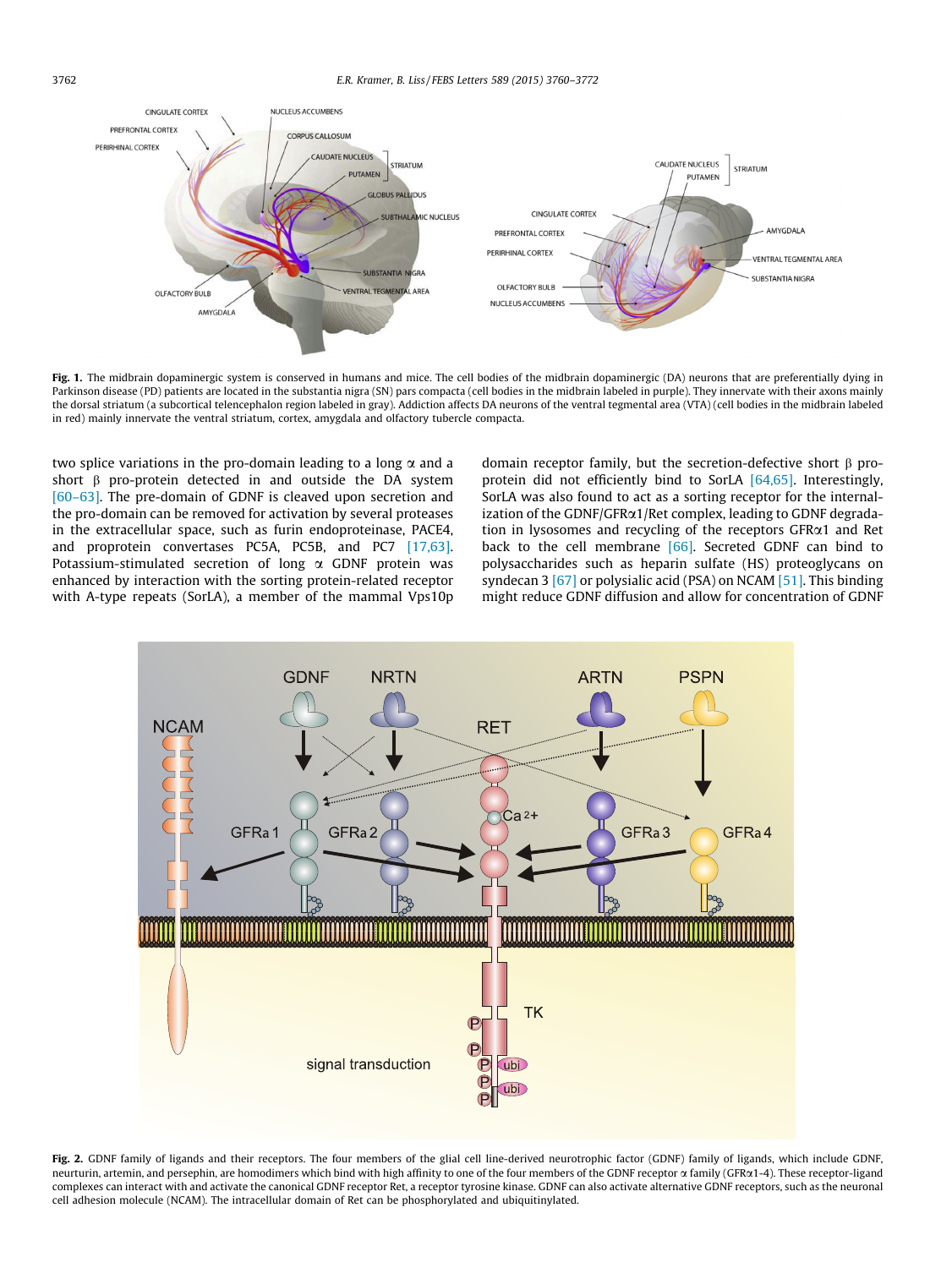CINGULATE CORTEX
PREFRONTAL CORTEX
PERIRHINAL CORTEX
NUCLEUS ACCUMBENS
CORPUS CALLOSUM
CAUDATE NUCLEUS
PUTAMEN
STRIATUM
GLOBUS PALLIDUS
SUBTHALAMIC NUCLEUS
SUBSTANTIA NIGRA
VENTRAL TEGMENTAL AREA
OLFACTORY BULB
AMYGDALA

CAUDATE NUCLEUS
PUTAMEN
STRIATUM
CINGULATE CORTEX
PREFRONTAL CORTEX
PERIRHINAL CORTEX
AMYGDALA
VENTRAL TEGMENTAL AREA
SUBSTANTIA NIGRA
OLFACTORY BULB
NUCLEUS ACCUMBENS

**Fig. 1.** The midbrain dopaminergic system is conserved in humans and mice. The cell bodies of the midbrain dopaminergic (DA) neurons that are preferentially dying in Parkinson disease (PD) patients are located in the substantia nigra (SN) pars compacta (cell bodies in the midbrain labeled in purple). They innervate with their axons mainly the dorsal striatum (a subcortical telencephalon region labeled in gray). Addiction affects DA neurons of the ventral tegmental area (VTA) (cell bodies in the midbrain labeled in red) mainly innervate the ventral striatum, cortex, amygdala and olfactory tubercle compacta.

two splice variations in the pro-domain leading to a long α and a short β pro-protein detected in and outside the DA system [60–63]. The pre-domain of GDNF is cleaved upon secretion and the pro-domain can be removed for activation by several proteases in the extracellular space, such as furin endoproteinase, PACE4, and proprotein convertases PC5A, PC5B, and PC7 [17,63]. Potassium-stimulated secretion of long α GDNF protein was enhanced by interaction with the sorting protein-related receptor with A-type repeats (SorLA), a member of the mammal Vps10p domain receptor family, but the secretion-defective short β pro-protein did not efficiently bind to SorLA [64,65]. Interestingly, SorLA was also found to act as a sorting receptor for the internalization of the GDNF/GFRα1/Ret complex, leading to GDNF degradation in lysosomes and recycling of the receptors GFRα1 and Ret back to the cell membrane [66]. Secreted GDNF can bind to polysaccharides such as heparin sulfate (HS) proteoglycans on syndecan 3 [67] or polysialic acid (PSA) on NCAM [51]. This binding might reduce GDNF diffusion and allow for concentration of GDNF

GDNF
NRTN
ARTN
PSPN
NCAM
RET
$Ca^{2+}$
GFRa 1
GFRa 2
GFRa 3
GFRa 4
TK
P
P
P
P
P
ubi
ubi
signal transduction

**Fig. 2.** GDNF family of ligands and their receptors. The four members of the glial cell line-derived neurotrophic factor (GDNF) family of ligands, which include GDNF, neurturin, artemin, and persephin, are homodimers which bind with high affinity to one of the four members of the GDNF receptor α family (GFRα1-4). These receptor-ligand complexes can interact with and activate the canonical GDNF receptor Ret, a receptor tyrosine kinase. GDNF can also activate alternative GDNF receptors, such as the neuronal cell adhesion molecule (NCAM). The intracellular domain of Ret can be phosphorylated and ubiquitinylated.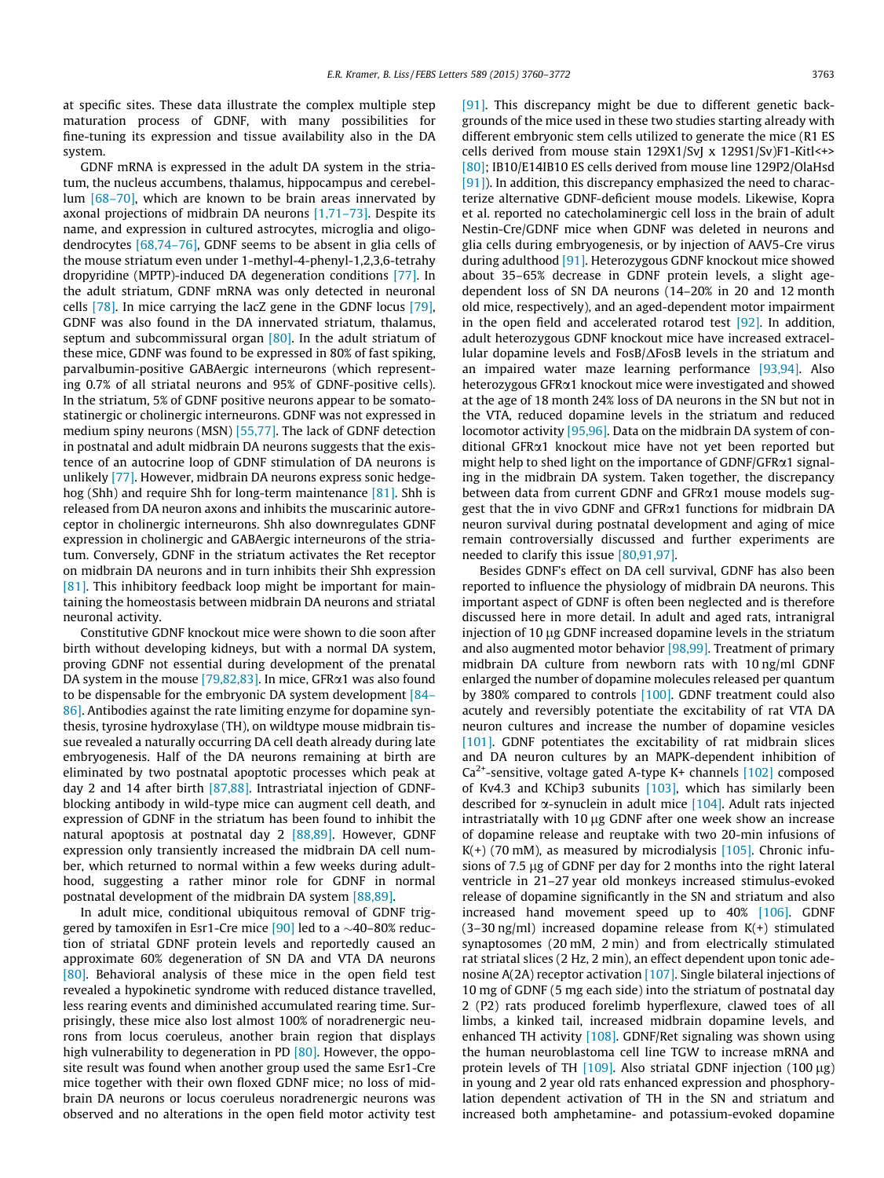at specific sites. These data illustrate the complex multiple step maturation process of GDNF, with many possibilities for fine-tuning its expression and tissue availability also in the DA system.

GDNF mRNA is expressed in the adult DA system in the striatum, the nucleus accumbens, thalamus, hippocampus and cerebellum [68–70], which are known to be brain areas innervated by axonal projections of midbrain DA neurons [1,71–73]. Despite its name, and expression in cultured astrocytes, microglia and oligodendrocytes [68,74–76], GDNF seems to be absent in glia cells of the mouse striatum even under 1-methyl-4-phenyl-1,2,3,6-tetrahy dropyridine (MPTP)-induced DA degeneration conditions [77]. In the adult striatum, GDNF mRNA was only detected in neuronal cells [78]. In mice carrying the lacZ gene in the GDNF locus [79], GDNF was also found in the DA innervated striatum, thalamus, septum and subcommissural organ [80]. In the adult striatum of these mice, GDNF was found to be expressed in 80% of fast spiking, parvalbumin-positive GABAergic interneurons (which representing 0.7% of all striatal neurons and 95% of GDNF-positive cells). In the striatum, 5% of GDNF positive neurons appear to be somatostatinergic or cholinergic interneurons. GDNF was not expressed in medium spiny neurons (MSN) [55,77]. The lack of GDNF detection in postnatal and adult midbrain DA neurons suggests that the existence of an autocrine loop of GDNF stimulation of DA neurons is unlikely [77]. However, midbrain DA neurons express sonic hedgehog (Shh) and require Shh for long-term maintenance [81]. Shh is released from DA neuron axons and inhibits the muscarinic autoreceptor in cholinergic interneurons. Shh also downregulates GDNF expression in cholinergic and GABAergic interneurons of the striatum. Conversely, GDNF in the striatum activates the Ret receptor on midbrain DA neurons and in turn inhibits their Shh expression [81]. This inhibitory feedback loop might be important for maintaining the homeostasis between midbrain DA neurons and striatal neuronal activity.

Constitutive GDNF knockout mice were shown to die soon after birth without developing kidneys, but with a normal DA system, proving GDNF not essential during development of the prenatal DA system in the mouse [79,82,83]. In mice, GFRα1 was also found to be dispensable for the embryonic DA system development [84–86]. Antibodies against the rate limiting enzyme for dopamine synthesis, tyrosine hydroxylase (TH), on wildtype mouse midbrain tissue revealed a naturally occurring DA cell death already during late embryogenesis. Half of the DA neurons remaining at birth are eliminated by two postnatal apoptotic processes which peak at day 2 and 14 after birth [87,88]. Intrastriatal injection of GDNF-blocking antibody in wild-type mice can augment cell death, and expression of GDNF in the striatum has been found to inhibit the natural apoptosis at postnatal day 2 [88,89]. However, GDNF expression only transiently increased the midbrain DA cell number, which returned to normal within a few weeks during adulthood, suggesting a rather minor role for GDNF in normal postnatal development of the midbrain DA system [88,89].

In adult mice, conditional ubiquitous removal of GDNF triggered by tamoxifen in Esr1-Cre mice [90] led to a ~40–80% reduction of striatal GDNF protein levels and reportedly caused an approximate 60% degeneration of SN DA and VTA DA neurons [80]. Behavioral analysis of these mice in the open field test revealed a hypokinetic syndrome with reduced distance travelled, less rearing events and diminished accumulated rearing time. Surprisingly, these mice also lost almost 100% of noradrenergic neurons from locus coeruleus, another brain region that displays high vulnerability to degeneration in PD [80]. However, the opposite result was found when another group used the same Esr1-Cre mice together with their own floxed GDNF mice; no loss of midbrain DA neurons or locus coeruleus noradrenergic neurons was observed and no alterations in the open field motor activity test [91]. This discrepancy might be due to different genetic backgrounds of the mice used in these two studies starting already with different embryonic stem cells utilized to generate the mice (R1 ES cells derived from mouse stain 129X1/SvJ x 129S1/Sv)F1-Kitl<+> [80]; IB10/E14IB10 ES cells derived from mouse line 129P2/OlaHsd [91]). In addition, this discrepancy emphasized the need to characterize alternative GDNF-deficient mouse models. Likewise, Kopra et al. reported no catecholaminergic cell loss in the brain of adult Nestin-Cre/GDNF mice when GDNF was deleted in neurons and glia cells during embryogenesis, or by injection of AAV5-Cre virus during adulthood [91]. Heterozygous GDNF knockout mice showed about 35–65% decrease in GDNF protein levels, a slight age-dependent loss of SN DA neurons (14–20% in 20 and 12 month old mice, respectively), and an aged-dependent motor impairment in the open field and accelerated rotarod test [92]. In addition, adult heterozygous GDNF knockout mice have increased extracellular dopamine levels and FosB/ΔFosB levels in the striatum and an impaired water maze learning performance [93,94]. Also heterozygous GFRα1 knockout mice were investigated and showed at the age of 18 month 24% loss of DA neurons in the SN but not in the VTA, reduced dopamine levels in the striatum and reduced locomotor activity [95,96]. Data on the midbrain DA system of conditional GFRα1 knockout mice have not yet been reported but might help to shed light on the importance of GDNF/GFRα1 signaling in the midbrain DA system. Taken together, the discrepancy between data from current GDNF and GFRα1 mouse models suggest that the in vivo GDNF and GFRα1 functions for midbrain DA neuron survival during postnatal development and aging of mice remain controversially discussed and further experiments are needed to clarify this issue [80,91,97].

Besides GDNF's effect on DA cell survival, GDNF has also been reported to influence the physiology of midbrain DA neurons. This important aspect of GDNF is often been neglected and is therefore discussed here in more detail. In adult and aged rats, intranigral injection of 10 μg GDNF increased dopamine levels in the striatum and also augmented motor behavior [98,99]. Treatment of primary midbrain DA culture from newborn rats with 10 ng/ml GDNF enlarged the number of dopamine molecules released per quantum by 380% compared to controls [100]. GDNF treatment could also acutely and reversibly potentiate the excitability of rat VTA DA neuron cultures and increase the number of dopamine vesicles [101]. GDNF potentiates the excitability of rat midbrain slices and DA neuron cultures by an MAPK-dependent inhibition of $Ca^{2+}$-sensitive, voltage gated A-type K+ channels [102] composed of Kv4.3 and KChip3 subunits [103], which has similarly been described for α-synuclein in adult mice [104]. Adult rats injected intrastriatally with 10 μg GDNF after one week show an increase of dopamine release and reuptake with two 20-min infusions of K(+) (70 mM), as measured by microdialysis [105]. Chronic infusions of 7.5 μg of GDNF per day for 2 months into the right lateral ventricle in 21–27 year old monkeys increased stimulus-evoked release of dopamine significantly in the SN and striatum and also increased hand movement speed up to 40% [106]. GDNF (3–30 ng/ml) increased dopamine release from K(+) stimulated synaptosomes (20 mM, 2 min) and from electrically stimulated rat striatal slices (2 Hz, 2 min), an effect dependent upon tonic adenosine A(2A) receptor activation [107]. Single bilateral injections of 10 mg of GDNF (5 mg each side) into the striatum of postnatal day 2 (P2) rats produced forelimb hyperflexure, clawed toes of all limbs, a kinked tail, increased midbrain dopamine levels, and enhanced TH activity [108]. GDNF/Ret signaling was shown using the human neuroblastoma cell line TGW to increase mRNA and protein levels of TH [109]. Also striatal GDNF injection (100 μg) in young and 2 year old rats enhanced expression and phosphorylation dependent activation of TH in the SN and striatum and increased both amphetamine- and potassium-evoked dopamine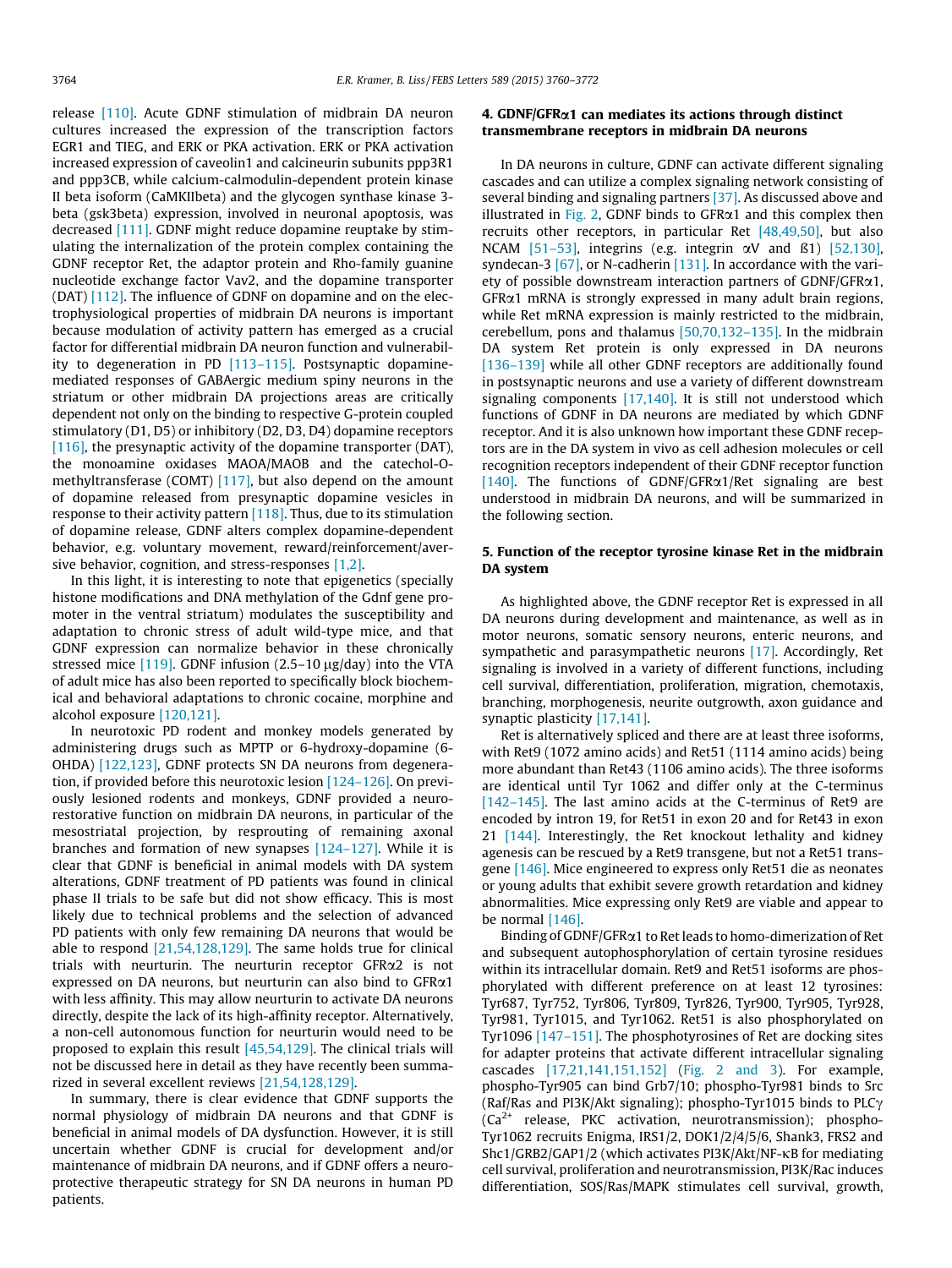release [110]. Acute GDNF stimulation of midbrain DA neuron cultures increased the expression of the transcription factors EGR1 and TIEG, and ERK or PKA activation. ERK or PKA activation increased expression of caveolin1 and calcineurin subunits ppp3R1 and ppp3CB, while calcium-calmodulin-dependent protein kinase II beta isoform (CaMKIIbeta) and the glycogen synthase kinase 3-beta (gsk3beta) expression, involved in neuronal apoptosis, was decreased [111]. GDNF might reduce dopamine reuptake by stimulating the internalization of the protein complex containing the GDNF receptor Ret, the adaptor protein and Rho-family guanine nucleotide exchange factor Vav2, and the dopamine transporter (DAT) [112]. The influence of GDNF on dopamine and on the electrophysiological properties of midbrain DA neurons is important because modulation of activity pattern has emerged as a crucial factor for differential midbrain DA neuron function and vulnerability to degeneration in PD [113–115]. Postsynaptic dopamine-mediated responses of GABAergic medium spiny neurons in the striatum or other midbrain DA projections areas are critically dependent not only on the binding to respective G-protein coupled stimulatory (D1, D5) or inhibitory (D2, D3, D4) dopamine receptors [116], the presynaptic activity of the dopamine transporter (DAT), the monoamine oxidases MAOA/MAOB and the catechol-O-methyltransferase (COMT) [117], but also depend on the amount of dopamine released from presynaptic dopamine vesicles in response to their activity pattern [118]. Thus, due to its stimulation of dopamine release, GDNF alters complex dopamine-dependent behavior, e.g. voluntary movement, reward/reinforcement/aversive behavior, cognition, and stress-responses [1,2].

In this light, it is interesting to note that epigenetics (specially histone modifications and DNA methylation of the Gdnf gene promoter in the ventral striatum) modulates the susceptibility and adaptation to chronic stress of adult wild-type mice, and that GDNF expression can normalize behavior in these chronically stressed mice [119]. GDNF infusion (2.5–10 μg/day) into the VTA of adult mice has also been reported to specifically block biochemical and behavioral adaptations to chronic cocaine, morphine and alcohol exposure [120,121].

In neurotoxic PD rodent and monkey models generated by administering drugs such as MPTP or 6-hydroxy-dopamine (6-OHDA) [122,123], GDNF protects SN DA neurons from degeneration, if provided before this neurotoxic lesion [124–126]. On previously lesioned rodents and monkeys, GDNF provided a neurorestorative function on midbrain DA neurons, in particular of the mesostriatal projection, by resprouting of remaining axonal branches and formation of new synapses [124–127]. While it is clear that GDNF is beneficial in animal models with DA system alterations, GDNF treatment of PD patients was found in clinical phase II trials to be safe but did not show efficacy. This is most likely due to technical problems and the selection of advanced PD patients with only few remaining DA neurons that would be able to respond [21,54,128,129]. The same holds true for clinical trials with neurturin. The neurturin receptor GFRα2 is not expressed on DA neurons, but neurturin can also bind to GFRα1 with less affinity. This may allow neurturin to activate DA neurons directly, despite the lack of its high-affinity receptor. Alternatively, a non-cell autonomous function for neurturin would need to be proposed to explain this result [45,54,129]. The clinical trials will not be discussed here in detail as they have recently been summarized in several excellent reviews [21,54,128,129].

In summary, there is clear evidence that GDNF supports the normal physiology of midbrain DA neurons and that GDNF is beneficial in animal models of DA dysfunction. However, it is still uncertain whether GDNF is crucial for development and/or maintenance of midbrain DA neurons, and if GDNF offers a neuroprotective therapeutic strategy for SN DA neurons in human PD patients.

## 4. GDNF/GFRα1 can mediates its actions through distinct transmembrane receptors in midbrain DA neurons

In DA neurons in culture, GDNF can activate different signaling cascades and can utilize a complex signaling network consisting of several binding and signaling partners [37]. As discussed above and illustrated in Fig. 2, GDNF binds to GFRα1 and this complex then recruits other receptors, in particular Ret [48,49,50], but also NCAM [51–53], integrins (e.g. integrin αV and ß1) [52,130], syndecan-3 [67], or N-cadherin [131]. In accordance with the variety of possible downstream interaction partners of GDNF/GFRα1, GFRα1 mRNA is strongly expressed in many adult brain regions, while Ret mRNA expression is mainly restricted to the midbrain, cerebellum, pons and thalamus [50,70,132–135]. In the midbrain DA system Ret protein is only expressed in DA neurons [136–139] while all other GDNF receptors are additionally found in postsynaptic neurons and use a variety of different downstream signaling components [17,140]. It is still not understood which functions of GDNF in DA neurons are mediated by which GDNF receptor. And it is also unknown how important these GDNF receptors are in the DA system in vivo as cell adhesion molecules or cell recognition receptors independent of their GDNF receptor function [140]. The functions of GDNF/GFRα1/Ret signaling are best understood in midbrain DA neurons, and will be summarized in the following section.

## 5. Function of the receptor tyrosine kinase Ret in the midbrain DA system

As highlighted above, the GDNF receptor Ret is expressed in all DA neurons during development and maintenance, as well as in motor neurons, somatic sensory neurons, enteric neurons, and sympathetic and parasympathetic neurons [17]. Accordingly, Ret signaling is involved in a variety of different functions, including cell survival, differentiation, proliferation, migration, chemotaxis, branching, morphogenesis, neurite outgrowth, axon guidance and synaptic plasticity [17,141].

Ret is alternatively spliced and there are at least three isoforms, with Ret9 (1072 amino acids) and Ret51 (1114 amino acids) being more abundant than Ret43 (1106 amino acids). The three isoforms are identical until Tyr 1062 and differ only at the C-terminus [142–145]. The last amino acids at the C-terminus of Ret9 are encoded by intron 19, for Ret51 in exon 20 and for Ret43 in exon 21 [144]. Interestingly, the Ret knockout lethality and kidney agenesis can be rescued by a Ret9 transgene, but not a Ret51 transgene [146]. Mice engineered to express only Ret51 die as neonates or young adults that exhibit severe growth retardation and kidney abnormalities. Mice expressing only Ret9 are viable and appear to be normal [146].

Binding of GDNF/GFRα1 to Ret leads to homo-dimerization of Ret and subsequent autophosphorylation of certain tyrosine residues within its intracellular domain. Ret9 and Ret51 isoforms are phosphorylated with different preference on at least 12 tyrosines: Tyr687, Tyr752, Tyr806, Tyr809, Tyr826, Tyr900, Tyr905, Tyr928, Tyr981, Tyr1015, and Tyr1062. Ret51 is also phosphorylated on Tyr1096 [147–151]. The phosphotyrosines of Ret are docking sites for adapter proteins that activate different intracellular signaling cascades [17,21,141,151,152] (Fig. 2 and 3). For example, phospho-Tyr905 can bind Grb7/10; phospho-Tyr981 binds to Src (Raf/Ras and PI3K/Akt signaling); phospho-Tyr1015 binds to PLCγ ($Ca^{2+}$ release, PKC activation, neurotransmission); phospho-Tyr1062 recruits Enigma, IRS1/2, DOK1/2/4/5/6, Shank3, FRS2 and Shc1/GRB2/GAP1/2 (which activates PI3K/Akt/NF-κB for mediating cell survival, proliferation and neurotransmission, PI3K/Rac induces differentiation, SOS/Ras/MAPK stimulates cell survival, growth,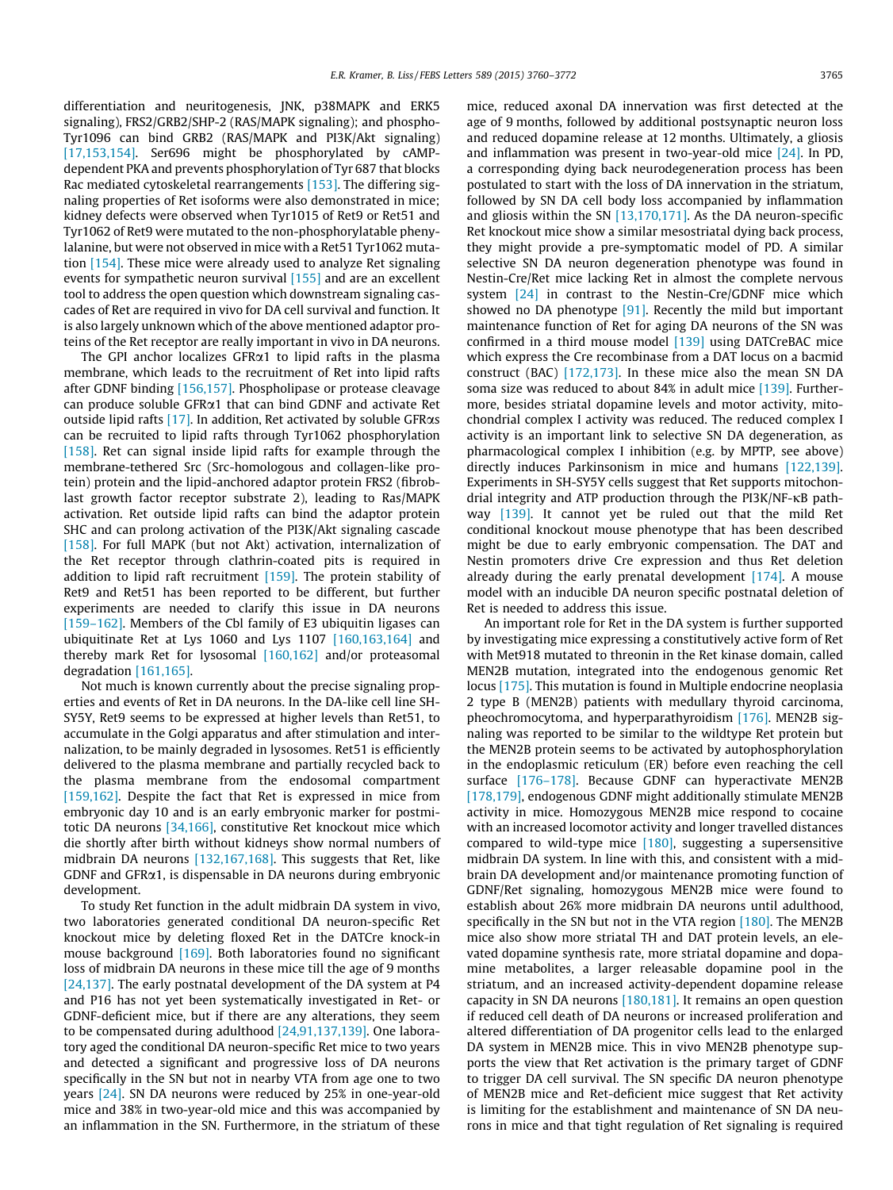differentiation and neuritogenesis, JNK, p38MAPK and ERK5 signaling), FRS2/GRB2/SHP-2 (RAS/MAPK signaling); and phospho-Tyr1096 can bind GRB2 (RAS/MAPK and PI3K/Akt signaling) [17,153,154]. Ser696 might be phosphorylated by cAMP-dependent PKA and prevents phosphorylation of Tyr 687 that blocks Rac mediated cytoskeletal rearrangements [153]. The differing signaling properties of Ret isoforms were also demonstrated in mice; kidney defects were observed when Tyr1015 of Ret9 or Ret51 and Tyr1062 of Ret9 were mutated to the non-phosphorylatable phenylalanine, but were not observed in mice with a Ret51 Tyr1062 mutation [154]. These mice were already used to analyze Ret signaling events for sympathetic neuron survival [155] and are an excellent tool to address the open question which downstream signaling cascades of Ret are required in vivo for DA cell survival and function. It is also largely unknown which of the above mentioned adaptor proteins of the Ret receptor are really important in vivo in DA neurons.

The GPI anchor localizes GFRα1 to lipid rafts in the plasma membrane, which leads to the recruitment of Ret into lipid rafts after GDNF binding [156,157]. Phospholipase or protease cleavage can produce soluble GFRα1 that can bind GDNF and activate Ret outside lipid rafts [17]. In addition, Ret activated by soluble GFRαs can be recruited to lipid rafts through Tyr1062 phosphorylation [158]. Ret can signal inside lipid rafts for example through the membrane-tethered Src (Src-homologous and collagen-like protein) protein and the lipid-anchored adaptor protein FRS2 (fibroblast growth factor receptor substrate 2), leading to Ras/MAPK activation. Ret outside lipid rafts can bind the adaptor protein SHC and can prolong activation of the PI3K/Akt signaling cascade [158]. For full MAPK (but not Akt) activation, internalization of the Ret receptor through clathrin-coated pits is required in addition to lipid raft recruitment [159]. The protein stability of Ret9 and Ret51 has been reported to be different, but further experiments are needed to clarify this issue in DA neurons [159–162]. Members of the Cbl family of E3 ubiquitin ligases can ubiquitinate Ret at Lys 1060 and Lys 1107 [160,163,164] and thereby mark Ret for lysosomal [160,162] and/or proteasomal degradation [161,165].

Not much is known currently about the precise signaling properties and events of Ret in DA neurons. In the DA-like cell line SH-SY5Y, Ret9 seems to be expressed at higher levels than Ret51, to accumulate in the Golgi apparatus and after stimulation and internalization, to be mainly degraded in lysosomes. Ret51 is efficiently delivered to the plasma membrane and partially recycled back to the plasma membrane from the endosomal compartment [159,162]. Despite the fact that Ret is expressed in mice from embryonic day 10 and is an early embryonic marker for postmitotic DA neurons [34,166], constitutive Ret knockout mice which die shortly after birth without kidneys show normal numbers of midbrain DA neurons [132,167,168]. This suggests that Ret, like GDNF and GFRα1, is dispensable in DA neurons during embryonic development.

To study Ret function in the adult midbrain DA system in vivo, two laboratories generated conditional DA neuron-specific Ret knockout mice by deleting floxed Ret in the DATCre knock-in mouse background [169]. Both laboratories found no significant loss of midbrain DA neurons in these mice till the age of 9 months [24,137]. The early postnatal development of the DA system at P4 and P16 has not yet been systematically investigated in Ret- or GDNF-deficient mice, but if there are any alterations, they seem to be compensated during adulthood [24,91,137,139]. One laboratory aged the conditional DA neuron-specific Ret mice to two years and detected a significant and progressive loss of DA neurons specifically in the SN but not in nearby VTA from age one to two years [24]. SN DA neurons were reduced by 25% in one-year-old mice and 38% in two-year-old mice and this was accompanied by an inflammation in the SN. Furthermore, in the striatum of these mice, reduced axonal DA innervation was first detected at the age of 9 months, followed by additional postsynaptic neuron loss and reduced dopamine release at 12 months. Ultimately, a gliosis and inflammation was present in two-year-old mice [24]. In PD, a corresponding dying back neurodegeneration process has been postulated to start with the loss of DA innervation in the striatum, followed by SN DA cell body loss accompanied by inflammation and gliosis within the SN [13,170,171]. As the DA neuron-specific Ret knockout mice show a similar mesostriatal dying back process, they might provide a pre-symptomatic model of PD. A similar selective SN DA neuron degeneration phenotype was found in Nestin-Cre/Ret mice lacking Ret in almost the complete nervous system [24] in contrast to the Nestin-Cre/GDNF mice which showed no DA phenotype [91]. Recently the mild but important maintenance function of Ret for aging DA neurons of the SN was confirmed in a third mouse model [139] using DATCreBAC mice which express the Cre recombinase from a DAT locus on a bacmid construct (BAC) [172,173]. In these mice also the mean SN DA soma size was reduced to about 84% in adult mice [139]. Furthermore, besides striatal dopamine levels and motor activity, mitochondrial complex I activity was reduced. The reduced complex I activity is an important link to selective SN DA degeneration, as pharmacological complex I inhibition (e.g. by MPTP, see above) directly induces Parkinsonism in mice and humans [122,139]. Experiments in SH-SY5Y cells suggest that Ret supports mitochondrial integrity and ATP production through the PI3K/NF-κB pathway [139]. It cannot yet be ruled out that the mild Ret conditional knockout mouse phenotype that has been described might be due to early embryonic compensation. The DAT and Nestin promoters drive Cre expression and thus Ret deletion already during the early prenatal development [174]. A mouse model with an inducible DA neuron specific postnatal deletion of Ret is needed to address this issue.

An important role for Ret in the DA system is further supported by investigating mice expressing a constitutively active form of Ret with Met918 mutated to threonin in the Ret kinase domain, called MEN2B mutation, integrated into the endogenous genomic Ret locus [175]. This mutation is found in Multiple endocrine neoplasia 2 type B (MEN2B) patients with medullary thyroid carcinoma, pheochromocytoma, and hyperparathyroidism [176]. MEN2B signaling was reported to be similar to the wildtype Ret protein but the MEN2B protein seems to be activated by autophosphorylation in the endoplasmic reticulum (ER) before even reaching the cell surface [176–178]. Because GDNF can hyperactivate MEN2B [178,179], endogenous GDNF might additionally stimulate MEN2B activity in mice. Homozygous MEN2B mice respond to cocaine with an increased locomotor activity and longer travelled distances compared to wild-type mice [180], suggesting a supersensitive midbrain DA system. In line with this, and consistent with a midbrain DA development and/or maintenance promoting function of GDNF/Ret signaling, homozygous MEN2B mice were found to establish about 26% more midbrain DA neurons until adulthood, specifically in the SN but not in the VTA region [180]. The MEN2B mice also show more striatal TH and DAT protein levels, an elevated dopamine synthesis rate, more striatal dopamine and dopamine metabolites, a larger releasable dopamine pool in the striatum, and an increased activity-dependent dopamine release capacity in SN DA neurons [180,181]. It remains an open question if reduced cell death of DA neurons or increased proliferation and altered differentiation of DA progenitor cells lead to the enlarged DA system in MEN2B mice. This in vivo MEN2B phenotype supports the view that Ret activation is the primary target of GDNF to trigger DA cell survival. The SN specific DA neuron phenotype of MEN2B mice and Ret-deficient mice suggest that Ret activity is limiting for the establishment and maintenance of SN DA neurons in mice and that tight regulation of Ret signaling is required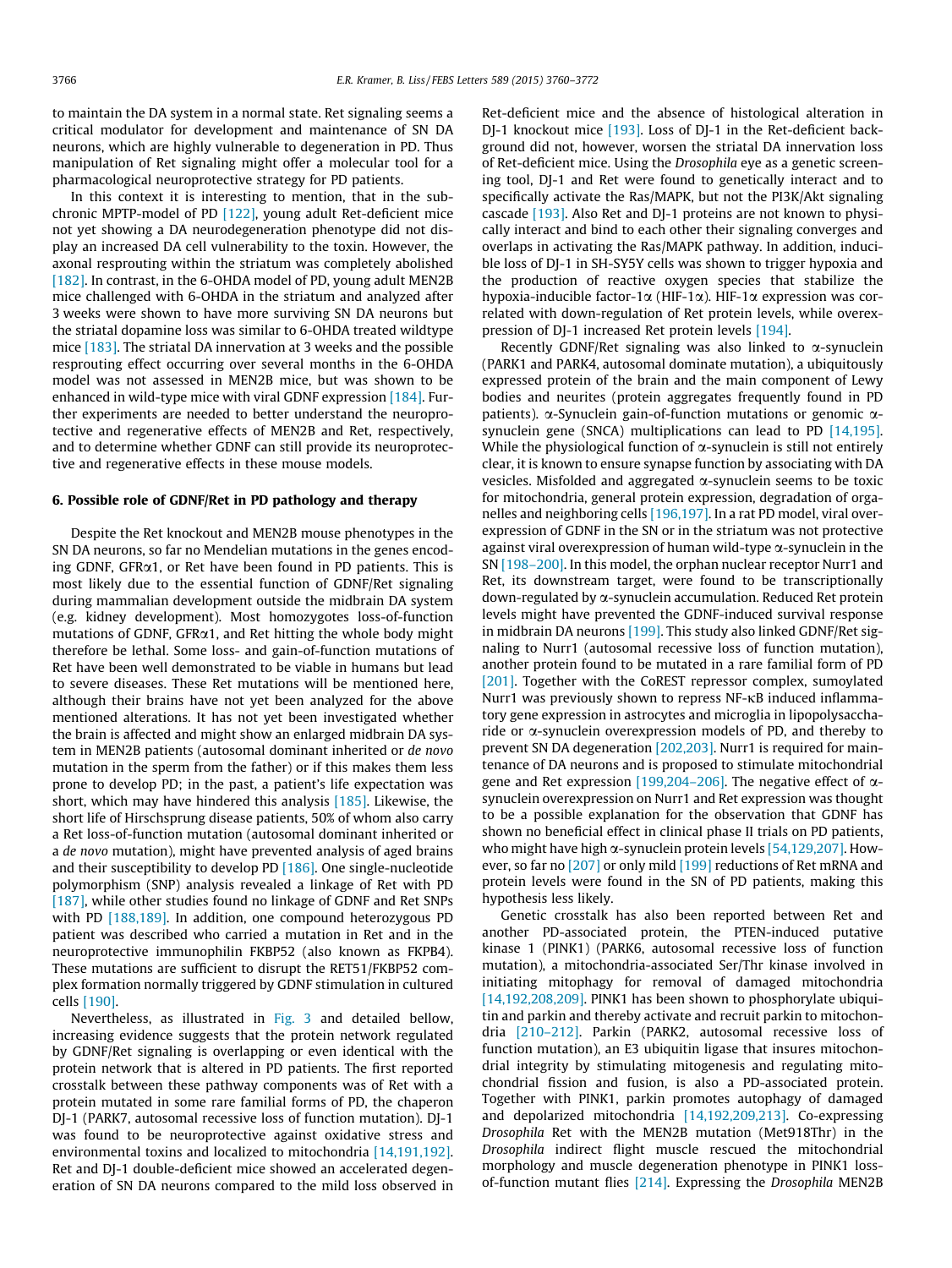to maintain the DA system in a normal state. Ret signaling seems a critical modulator for development and maintenance of SN DA neurons, which are highly vulnerable to degeneration in PD. Thus manipulation of Ret signaling might offer a molecular tool for a pharmacological neuroprotective strategy for PD patients.

In this context it is interesting to mention, that in the subchronic MPTP-model of PD [122], young adult Ret-deficient mice not yet showing a DA neurodegeneration phenotype did not display an increased DA cell vulnerability to the toxin. However, the axonal resprouting within the striatum was completely abolished [182]. In contrast, in the 6-OHDA model of PD, young adult MEN2B mice challenged with 6-OHDA in the striatum and analyzed after 3 weeks were shown to have more surviving SN DA neurons but the striatal dopamine loss was similar to 6-OHDA treated wildtype mice [183]. The striatal DA innervation at 3 weeks and the possible resprouting effect occurring over several months in the 6-OHDA model was not assessed in MEN2B mice, but was shown to be enhanced in wild-type mice with viral GDNF expression [184]. Further experiments are needed to better understand the neuroprotective and regenerative effects of MEN2B and Ret, respectively, and to determine whether GDNF can still provide its neuroprotective and regenerative effects in these mouse models.

## 6. Possible role of GDNF/Ret in PD pathology and therapy

Despite the Ret knockout and MEN2B mouse phenotypes in the SN DA neurons, so far no Mendelian mutations in the genes encoding GDNF, GFRα1, or Ret have been found in PD patients. This is most likely due to the essential function of GDNF/Ret signaling during mammalian development outside the midbrain DA system (e.g. kidney development). Most homozygotes loss-of-function mutations of GDNF, GFRα1, and Ret hitting the whole body might therefore be lethal. Some loss- and gain-of-function mutations of Ret have been well demonstrated to be viable in humans but lead to severe diseases. These Ret mutations will be mentioned here, although their brains have not yet been analyzed for the above mentioned alterations. It has not yet been investigated whether the brain is affected and might show an enlarged midbrain DA system in MEN2B patients (autosomal dominant inherited or *de novo* mutation in the sperm from the father) or if this makes them less prone to develop PD; in the past, a patient's life expectation was short, which may have hindered this analysis [185]. Likewise, the short life of Hirschsprung disease patients, 50% of whom also carry a Ret loss-of-function mutation (autosomal dominant inherited or a *de novo* mutation), might have prevented analysis of aged brains and their susceptibility to develop PD [186]. One single-nucleotide polymorphism (SNP) analysis revealed a linkage of Ret with PD [187], while other studies found no linkage of GDNF and Ret SNPs with PD [188,189]. In addition, one compound heterozygous PD patient was described who carried a mutation in Ret and in the neuroprotective immunophilin FKBP52 (also known as FKPB4). These mutations are sufficient to disrupt the RET51/FKBP52 complex formation normally triggered by GDNF stimulation in cultured cells [190].

Nevertheless, as illustrated in Fig. 3 and detailed bellow, increasing evidence suggests that the protein network regulated by GDNF/Ret signaling is overlapping or even identical with the protein network that is altered in PD patients. The first reported crosstalk between these pathway components was of Ret with a protein mutated in some rare familial forms of PD, the chaperon DJ-1 (PARK7, autosomal recessive loss of function mutation). DJ-1 was found to be neuroprotective against oxidative stress and environmental toxins and localized to mitochondria [14,191,192]. Ret and DJ-1 double-deficient mice showed an accelerated degeneration of SN DA neurons compared to the mild loss observed in Ret-deficient mice and the absence of histological alteration in DJ-1 knockout mice [193]. Loss of DJ-1 in the Ret-deficient background did not, however, worsen the striatal DA innervation loss of Ret-deficient mice. Using the *Drosophila* eye as a genetic screening tool, DJ-1 and Ret were found to genetically interact and to specifically activate the Ras/MAPK, but not the PI3K/Akt signaling cascade [193]. Also Ret and DJ-1 proteins are not known to physically interact and bind to each other their signaling converges and overlaps in activating the Ras/MAPK pathway. In addition, inducible loss of DJ-1 in SH-SY5Y cells was shown to trigger hypoxia and the production of reactive oxygen species that stabilize the hypoxia-inducible factor-1α (HIF-1α). HIF-1α expression was correlated with down-regulation of Ret protein levels, while overexpression of DJ-1 increased Ret protein levels [194].

Recently GDNF/Ret signaling was also linked to α-synuclein (PARK1 and PARK4, autosomal dominate mutation), a ubiquitously expressed protein of the brain and the main component of Lewy bodies and neurites (protein aggregates frequently found in PD patients). α-Synuclein gain-of-function mutations or genomic α-synuclein gene (SNCA) multiplications can lead to PD [14,195]. While the physiological function of α-synuclein is still not entirely clear, it is known to ensure synapse function by associating with DA vesicles. Misfolded and aggregated α-synuclein seems to be toxic for mitochondria, general protein expression, degradation of organelles and neighboring cells [196,197]. In a rat PD model, viral overexpression of GDNF in the SN or in the striatum was not protective against viral overexpression of human wild-type α-synuclein in the SN [198–200]. In this model, the orphan nuclear receptor Nurr1 and Ret, its downstream target, were found to be transcriptionally down-regulated by α-synuclein accumulation. Reduced Ret protein levels might have prevented the GDNF-induced survival response in midbrain DA neurons [199]. This study also linked GDNF/Ret signaling to Nurr1 (autosomal recessive loss of function mutation), another protein found to be mutated in a rare familial form of PD [201]. Together with the CoREST repressor complex, sumoylated Nurr1 was previously shown to repress NF-κB induced inflammatory gene expression in astrocytes and microglia in lipopolysaccharide or α-synuclein overexpression models of PD, and thereby to prevent SN DA degeneration [202,203]. Nurr1 is required for maintenance of DA neurons and is proposed to stimulate mitochondrial gene and Ret expression [199,204–206]. The negative effect of α-synuclein overexpression on Nurr1 and Ret expression was thought to be a possible explanation for the observation that GDNF has shown no beneficial effect in clinical phase II trials on PD patients, who might have high α-synuclein protein levels [54,129,207]. However, so far no [207] or only mild [199] reductions of Ret mRNA and protein levels were found in the SN of PD patients, making this hypothesis less likely.

Genetic crosstalk has also been reported between Ret and another PD-associated protein, the PTEN-induced putative kinase 1 (PINK1) (PARK6, autosomal recessive loss of function mutation), a mitochondria-associated Ser/Thr kinase involved in initiating mitophagy for removal of damaged mitochondria [14,192,208,209]. PINK1 has been shown to phosphorylate ubiquitin and parkin and thereby activate and recruit parkin to mitochondria [210–212]. Parkin (PARK2, autosomal recessive loss of function mutation), an E3 ubiquitin ligase that insures mitochondrial integrity by stimulating mitogenesis and regulating mitochondrial fission and fusion, is also a PD-associated protein. Together with PINK1, parkin promotes autophagy of damaged and depolarized mitochondria [14,192,209,213]. Co-expressing *Drosophila* Ret with the MEN2B mutation (Met918Thr) in the *Drosophila* indirect flight muscle rescued the mitochondrial morphology and muscle degeneration phenotype in PINK1 loss-of-function mutant flies [214]. Expressing the *Drosophila* MEN2B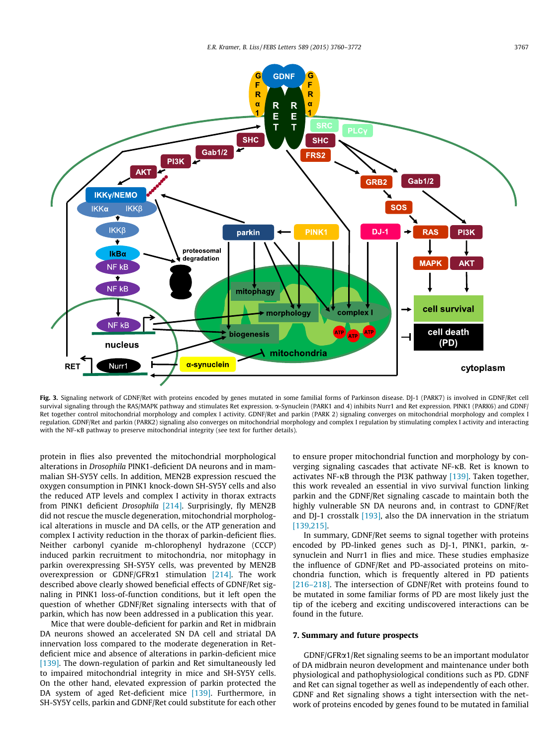GDNF

GFRα1

RET

RET

GFRα1

SRC

PLCγ

SHC

SHC

FRS2

Gab1/2

PI3K

AKT

IKKγ/NEMO

IKKα

IKKβ

IKKβ

IkBα

NF kB

NF kB

NF kB

nucleus

RET

Nurr1

α-synuclein

proteosomal degradation

parkin

PINK1

DJ-1

GRB2

Gab1/2

SOS

RAS

PI3K

MAPK

AKT

mitophagy

morphology

complex I

biogenesis

ATP

ATP

ATP

mitochondria

cell survival

cell death (PD)

cytoplasm

**Fig. 3.** Signaling network of GDNF/Ret with proteins encoded by genes mutated in some familial forms of Parkinson disease. DJ-1 (PARK7) is involved in GDNF/Ret cell survival signaling through the RAS/MAPK pathway and stimulates Ret expression. α-Synuclein (PARK1 and 4) inhibits Nurr1 and Ret expression. PINK1 (PARK6) and GDNF/Ret together control mitochondrial morphology and complex I activity. GDNF/Ret and parkin (PARK 2) signaling converges on mitochondrial morphology and complex I regulation. GDNF/Ret and parkin (PARK2) signaling also converges on mitochondrial morphology and complex I regulation by stimulating complex I activity and interacting with the NF-κB pathway to preserve mitochondrial integrity (see text for further details).

protein in flies also prevented the mitochondrial morphological alterations in *Drosophila* PINK1-deficient DA neurons and in mammalian SH-SY5Y cells. In addition, MEN2B expression rescued the oxygen consumption in PINK1 knock-down SH-SY5Y cells and also the reduced ATP levels and complex I activity in thorax extracts from PINK1 deficient *Drosophila* [214]. Surprisingly, fly MEN2B did not rescue the muscle degeneration, mitochondrial morphological alterations in muscle and DA cells, or the ATP generation and complex I activity reduction in the thorax of parkin-deficient flies. Neither carbonyl cyanide m-chlorophenyl hydrazone (CCCP) induced parkin recruitment to mitochondria, nor mitophagy in parkin overexpressing SH-SY5Y cells, was prevented by MEN2B overexpression or GDNF/GFRα1 stimulation [214]. The work described above clearly showed beneficial effects of GDNF/Ret signaling in PINK1 loss-of-function conditions, but it left open the question of whether GDNF/Ret signaling intersects with that of parkin, which has now been addressed in a publication this year.

Mice that were double-deficient for parkin and Ret in midbrain DA neurons showed an accelerated SN DA cell and striatal DA innervation loss compared to the moderate degeneration in Ret-deficient mice and absence of alterations in parkin-deficient mice [139]. The down-regulation of parkin and Ret simultaneously led to impaired mitochondrial integrity in mice and SH-SY5Y cells. On the other hand, elevated expression of parkin protected the DA system of aged Ret-deficient mice [139]. Furthermore, in SH-SY5Y cells, parkin and GDNF/Ret could substitute for each other to ensure proper mitochondrial function and morphology by converging signaling cascades that activate NF-κB. Ret is known to activates NF-κB through the PI3K pathway [139]. Taken together, this work revealed an essential in vivo survival function linking parkin and the GDNF/Ret signaling cascade to maintain both the highly vulnerable SN DA neurons and, in contrast to GDNF/Ret and DJ-1 crosstalk [193], also the DA innervation in the striatum [139,215].

In summary, GDNF/Ret seems to signal together with proteins encoded by PD-linked genes such as DJ-1, PINK1, parkin, α-synuclein and Nurr1 in flies and mice. These studies emphasize the influence of GDNF/Ret and PD-associated proteins on mitochondria function, which is frequently altered in PD patients [216–218]. The intersection of GDNF/Ret with proteins found to be mutated in some familiar forms of PD are most likely just the tip of the iceberg and exciting undiscovered interactions can be found in the future.

## 7. Summary and future prospects

GDNF/GFRα1/Ret signaling seems to be an important modulator of DA midbrain neuron development and maintenance under both physiological and pathophysiological conditions such as PD. GDNF and Ret can signal together as well as independently of each other. GDNF and Ret signaling shows a tight intersection with the network of proteins encoded by genes found to be mutated in familial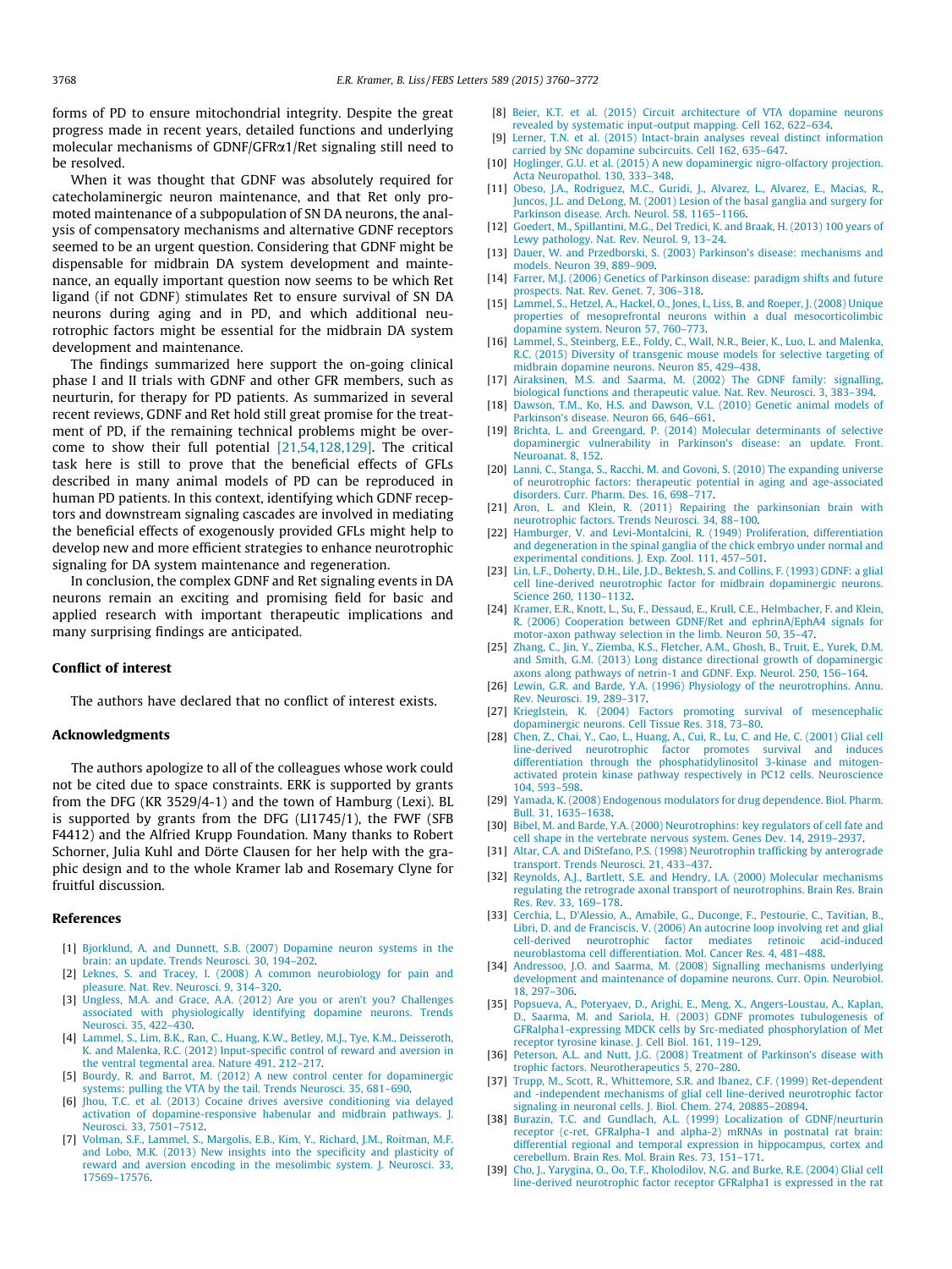forms of PD to ensure mitochondrial integrity. Despite the great progress made in recent years, detailed functions and underlying molecular mechanisms of GDNF/GFRα1/Ret signaling still need to be resolved.

When it was thought that GDNF was absolutely required for catecholaminergic neuron maintenance, and that Ret only promoted maintenance of a subpopulation of SN DA neurons, the analysis of compensatory mechanisms and alternative GDNF receptors seemed to be an urgent question. Considering that GDNF might be dispensable for midbrain DA system development and maintenance, an equally important question now seems to be which Ret ligand (if not GDNF) stimulates Ret to ensure survival of SN DA neurons during aging and in PD, and which additional neurotrophic factors might be essential for the midbrain DA system development and maintenance.

The findings summarized here support the on-going clinical phase I and II trials with GDNF and other GFR members, such as neurturin, for therapy for PD patients. As summarized in several recent reviews, GDNF and Ret hold still great promise for the treatment of PD, if the remaining technical problems might be overcome to show their full potential [21,54,128,129]. The critical task here is still to prove that the beneficial effects of GFLs described in many animal models of PD can be reproduced in human PD patients. In this context, identifying which GDNF receptors and downstream signaling cascades are involved in mediating the beneficial effects of exogenously provided GFLs might help to develop new and more efficient strategies to enhance neurotrophic signaling for DA system maintenance and regeneration.

In conclusion, the complex GDNF and Ret signaling events in DA neurons remain an exciting and promising field for basic and applied research with important therapeutic implications and many surprising findings are anticipated.

## Conflict of interest

The authors have declared that no conflict of interest exists.

## Acknowledgments

The authors apologize to all of the colleagues whose work could not be cited due to space constraints. ERK is supported by grants from the DFG (KR 3529/4-1) and the town of Hamburg (Lexi). BL is supported by grants from the DFG (LI1745/1), the FWF (SFB F4412) and the Alfried Krupp Foundation. Many thanks to Robert Schorner, Julia Kuhl and Dörte Clausen for her help with the graphic design and to the whole Kramer lab and Rosemary Clyne for fruitful discussion.

## References

[1] Bjorklund, A. and Dunnett, S.B. (2007) Dopamine neuron systems in the brain: an update. Trends Neurosci. 30, 194–202.

[2] Leknes, S. and Tracey, I. (2008) A common neurobiology for pain and pleasure. Nat. Rev. Neurosci. 9, 314–320.

[3] Ungless, M.A. and Grace, A.A. (2012) Are you or aren't you? Challenges associated with physiologically identifying dopamine neurons. Trends Neurosci. 35, 422–430.

[4] Lammel, S., Lim, B.K., Ran, C., Huang, K.W., Betley, M.J., Tye, K.M., Deisseroth, K. and Malenka, R.C. (2012) Input-specific control of reward and aversion in the ventral tegmental area. Nature 491, 212–217.

[5] Bourdy, R. and Barrot, M. (2012) A new control center for dopaminergic systems: pulling the VTA by the tail. Trends Neurosci. 35, 681–690.

[6] Jhou, T.C. et al. (2013) Cocaine drives aversive conditioning via delayed activation of dopamine-responsive habenular and midbrain pathways. J. Neurosci. 33, 7501–7512.

[7] Volman, S.F., Lammel, S., Margolis, E.B., Kim, Y., Richard, J.M., Roitman, M.F. and Lobo, M.K. (2013) New insights into the specificity and plasticity of reward and aversion encoding in the mesolimbic system. J. Neurosci. 33, 17569–17576.

[8] Beier, K.T. et al. (2015) Circuit architecture of VTA dopamine neurons revealed by systematic input-output mapping. Cell 162, 622–634.

[9] Lerner, T.N. et al. (2015) Intact-brain analyses reveal distinct information carried by SNc dopamine subcircuits. Cell 162, 635–647.

[10] Hoglinger, G.U. et al. (2015) A new dopaminergic nigro-olfactory projection. Acta Neuropathol. 130, 333–348.

[11] Obeso, J.A., Rodriguez, M.C., Guridi, J., Alvarez, L., Alvarez, E., Macias, R., Juncos, J.L. and DeLong, M. (2001) Lesion of the basal ganglia and surgery for Parkinson disease. Arch. Neurol. 58, 1165–1166.

[12] Goedert, M., Spillantini, M.G., Del Tredici, K. and Braak, H. (2013) 100 years of Lewy pathology. Nat. Rev. Neurol. 9, 13–24.

[13] Dauer, W. and Przedborski, S. (2003) Parkinson's disease: mechanisms and models. Neuron 39, 889–909.

[14] Farrer, M.J. (2006) Genetics of Parkinson disease: paradigm shifts and future prospects. Nat. Rev. Genet. 7, 306–318.

[15] Lammel, S., Hetzel, A., Hackel, O., Jones, I., Liss, B. and Roeper, J. (2008) Unique properties of mesoprefrontal neurons within a dual mesocorticolimbic dopamine system. Neuron 57, 760–773.

[16] Lammel, S., Steinberg, E.E., Foldy, C., Wall, N.R., Beier, K., Luo, L. and Malenka, R.C. (2015) Diversity of transgenic mouse models for selective targeting of midbrain dopamine neurons. Neuron 85, 429–438.

[17] Airaksinen, M.S. and Saarma, M. (2002) The GDNF family: signalling, biological functions and therapeutic value. Nat. Rev. Neurosci. 3, 383–394.

[18] Dawson, T.M., Ko, H.S. and Dawson, V.L. (2010) Genetic animal models of Parkinson's disease. Neuron 66, 646–661.

[19] Brichta, L. and Greengard, P. (2014) Molecular determinants of selective dopaminergic vulnerability in Parkinson's disease: an update. Front. Neuroanat. 8, 152.

[20] Lanni, C., Stanga, S., Racchi, M. and Govoni, S. (2010) The expanding universe of neurotrophic factors: therapeutic potential in aging and age-associated disorders. Curr. Pharm. Des. 16, 698–717.

[21] Aron, L. and Klein, R. (2011) Repairing the parkinsonian brain with neurotrophic factors. Trends Neurosci. 34, 88–100.

[22] Hamburger, V. and Levi-Montalcini, R. (1949) Proliferation, differentiation and degeneration in the spinal ganglia of the chick embryo under normal and experimental conditions. J. Exp. Zool. 111, 457–501.

[23] Lin, L.F., Doherty, D.H., Lile, J.D., Bektesh, S. and Collins, F. (1993) GDNF: a glial cell line-derived neurotrophic factor for midbrain dopaminergic neurons. Science 260, 1130–1132.

[24] Kramer, E.R., Knott, L., Su, F., Dessaud, E., Krull, C.E., Helmbacher, F. and Klein, R. (2006) Cooperation between GDNF/Ret and ephrinA/EphA4 signals for motor-axon pathway selection in the limb. Neuron 50, 35–47.

[25] Zhang, C., Jin, Y., Ziemba, K.S., Fletcher, A.M., Ghosh, B., Truit, E., Yurek, D.M. and Smith, G.M. (2013) Long distance directional growth of dopaminergic axons along pathways of netrin-1 and GDNF. Exp. Neurol. 250, 156–164.

[26] Lewin, G.R. and Barde, Y.A. (1996) Physiology of the neurotrophins. Annu. Rev. Neurosci. 19, 289–317.

[27] Krieglstein, K. (2004) Factors promoting survival of mesencephalic dopaminergic neurons. Cell Tissue Res. 318, 73–80.

[28] Chen, Z., Chai, Y., Cao, L., Huang, A., Cui, R., Lu, C. and He, C. (2001) Glial cell line-derived neurotrophic factor promotes survival and induces differentiation through the phosphatidylinositol 3-kinase and mitogen-activated protein kinase pathway respectively in PC12 cells. Neuroscience 104, 593–598.

[29] Yamada, K. (2008) Endogenous modulators for drug dependence. Biol. Pharm. Bull. 31, 1635–1638.

[30] Bibel, M. and Barde, Y.A. (2000) Neurotrophins: key regulators of cell fate and cell shape in the vertebrate nervous system. Genes Dev. 14, 2919–2937.

[31] Altar, C.A. and DiStefano, P.S. (1998) Neurotrophin trafficking by anterograde transport. Trends Neurosci. 21, 433–437.

[32] Reynolds, A.J., Bartlett, S.E. and Hendry, I.A. (2000) Molecular mechanisms regulating the retrograde axonal transport of neurotrophins. Brain Res. Brain Res. Rev. 33, 169–178.

[33] Cerchia, L., D'Alessio, A., Amabile, G., Duconge, F., Pestourie, C., Tavitian, B., Libri, D. and de Franciscis, V. (2006) An autocrine loop involving ret and glial cell-derived neurotrophic factor mediates retinoic acid-induced neuroblastoma cell differentiation. Mol. Cancer Res. 4, 481–488.

[34] Andressoo, J.O. and Saarma, M. (2008) Signalling mechanisms underlying development and maintenance of dopamine neurons. Curr. Opin. Neurobiol. 18, 297–306.

[35] Popsueva, A., Poteryaev, D., Arighi, E., Meng, X., Angers-Loustau, A., Kaplan, D., Saarma, M. and Sariola, H. (2003) GDNF promotes tubulogenesis of GFRalpha1-expressing MDCK cells by Src-mediated phosphorylation of Met receptor tyrosine kinase. J. Cell Biol. 161, 119–129.

[36] Peterson, A.L. and Nutt, J.G. (2008) Treatment of Parkinson's disease with trophic factors. Neurotherapeutics 5, 270–280.

[37] Trupp, M., Scott, R., Whittemore, S.R. and Ibanez, C.F. (1999) Ret-dependent and -independent mechanisms of glial cell line-derived neurotrophic factor signaling in neuronal cells. J. Biol. Chem. 274, 20885–20894.

[38] Burazin, T.C. and Gundlach, A.L. (1999) Localization of GDNF/neurturin receptor (c-ret, GFRalpha-1 and alpha-2) mRNAs in postnatal rat brain: differential regional and temporal expression in hippocampus, cortex and cerebellum. Brain Res. Mol. Brain Res. 73, 151–171.

[39] Cho, J., Yarygina, O., Oo, T.F., Kholodilov, N.G. and Burke, R.E. (2004) Glial cell line-derived neurotrophic factor receptor GFRalpha1 is expressed in the rat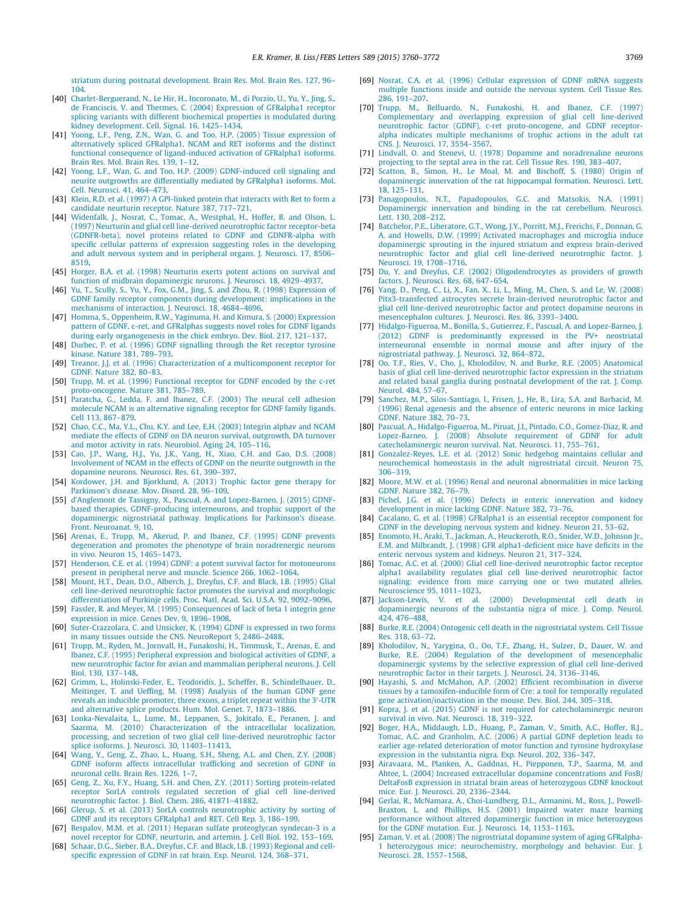striatum during postnatal development. Brain Res. Mol. Brain Res. 127, 96–104.

[40] Charlet-Berguerand, N., Le Hir, H., Incoronato, M., di Porzio, U., Yu, Y., Jing, S., de Franciscis, V. and Thermes, C. (2004) Expression of GFRalpha1 receptor splicing variants with different biochemical properties is modulated during kidney development. Cell. Signal. 16, 1425–1434.

[41] Yoong, L.F., Peng, Z.N., Wan, G. and Too, H.P. (2005) Tissue expression of alternatively spliced GFRalpha1, NCAM and RET isoforms and the distinct functional consequence of ligand-induced activation of GFRalpha1 isoforms. Brain Res. Mol. Brain Res. 139, 1–12.

[42] Yoong, L.F., Wan, G. and Too, H.P. (2009) GDNF-induced cell signaling and neurite outgrowths are differentially mediated by GFRalpha1 isoforms. Mol. Cell. Neurosci. 41, 464–473.

[43] Klein, R.D. et al. (1997) A GPI-linked protein that interacts with Ret to form a candidate neurturin receptor. Nature 387, 717–721.

[44] Widenfalk, J., Nosrat, C., Tomac, A., Westphal, H., Hoffer, B. and Olson, L. (1997) Neurturin and glial cell line-derived neurotrophic factor receptor-beta (GDNFR-beta), novel proteins related to GDNF and GDNFR-alpha with specific cellular patterns of expression suggesting roles in the developing and adult nervous system and in peripheral organs. J. Neurosci. 17, 8506–8519.

[45] Horger, B.A. et al. (1998) Neurturin exerts potent actions on survival and function of midbrain dopaminergic neurons. J. Neurosci. 18, 4929–4937.

[46] Yu, T., Scully, S., Yu, Y., Fox, G.M., Jing, S. and Zhou, R. (1998) Expression of GDNF family receptor components during development: implications in the mechanisms of interaction. J. Neurosci. 18, 4684–4696.

[47] Homma, S., Oppenheim, R.W., Yaginuma, H. and Kimura, S. (2000) Expression pattern of GDNF, c-ret, and GFRalphas suggests novel roles for GDNF ligands during early organogenesis in the chick embryo. Dev. Biol. 217, 121–137.

[48] Durbec, P. et al. (1996) GDNF signalling through the Ret receptor tyrosine kinase. Nature 381, 789–793.

[49] Treanor, J.J. et al. (1996) Characterization of a multicomponent receptor for GDNF. Nature 382, 80–83.

[50] Trupp, M. et al. (1996) Functional receptor for GDNF encoded by the c-ret proto-oncogene. Nature 381, 785–789.

[51] Paratcha, G., Ledda, F. and Ibanez, C.F. (2003) The neural cell adhesion molecule NCAM is an alternative signaling receptor for GDNF family ligands. Cell 113, 867–879.

[52] Chao, C.C., Ma, Y.L., Chu, K.Y. and Lee, E.H. (2003) Integrin alphav and NCAM mediate the effects of GDNF on DA neuron survival, outgrowth, DA turnover and motor activity in rats. Neurobiol. Aging 24, 105–116.

[53] Cao, J.P., Wang, H.J., Yu, J.K., Yang, H., Xiao, C.H. and Gao, D.S. (2008) Involvement of NCAM in the effects of GDNF on the neurite outgrowth in the dopamine neurons. Neurosci. Res. 61, 390–397.

[54] Kordower, J.H. and Bjorklund, A. (2013) Trophic factor gene therapy for Parkinson's disease. Mov. Disord. 28, 96–109.

[55] d'Anglemont de Tassigny, X., Pascual, A. and Lopez-Barneo, J. (2015) GDNF-based therapies, GDNF-producing interneurons, and trophic support of the dopaminergic nigrostriatal pathway. Implications for Parkinson's disease. Front. Neuroanat. 9, 10.

[56] Arenas, E., Trupp, M., Akerud, P. and Ibanez, C.F. (1995) GDNF prevents degeneration and promotes the phenotype of brain noradrenergic neurons in vivo. Neuron 15, 1465–1473.

[57] Henderson, C.E. et al. (1994) GDNF: a potent survival factor for motoneurons present in peripheral nerve and muscle. Science 266, 1062–1064.

[58] Mount, H.T., Dean, D.O., Alberch, J., Dreyfus, C.F. and Black, I.B. (1995) Glial cell line-derived neurotrophic factor promotes the survival and morphologic differentiation of Purkinje cells. Proc. Natl. Acad. Sci. U.S.A. 92, 9092–9096.

[59] Fassler, R. and Meyer, M. (1995) Consequences of lack of beta 1 integrin gene expression in mice. Genes Dev. 9, 1896–1908.

[60] Suter-Crazzolara, C. and Unsicker, K. (1994) GDNF is expressed in two forms in many tissues outside the CNS. NeuroReport 5, 2486–2488.

[61] Trupp, M., Ryden, M., Jornvall, H., Funakoshi, H., Timmusk, T., Arenas, E. and Ibanez, C.F. (1995) Peripheral expression and biological activities of GDNF, a new neurotrophic factor for avian and mammalian peripheral neurons. J. Cell Biol. 130, 137–148.

[62] Grimm, L., Holinski-Feder, E., Teodoridis, J., Scheffer, B., Schindelhauer, D., Meitinger, T. and Ueffing, M. (1998) Analysis of the human GDNF gene reveals an inducible promoter, three exons, a triplet repeat within the 3′-UTR and alternative splice products. Hum. Mol. Genet. 7, 1873–1886.

[63] Lonka-Nevalaita, L., Lume, M., Leppanen, S., Jokitalo, E., Peranen, J. and Saarma, M. (2010) Characterization of the intracellular localization, processing, and secretion of two glial cell line-derived neurotrophic factor splice isoforms. J. Neurosci. 30, 11403–11413.

[64] Wang, Y., Geng, Z., Zhao, L., Huang, S.H., Sheng, A.L. and Chen, Z.Y. (2008) GDNF isoform affects intracellular trafficking and secretion of GDNF in neuronal cells. Brain Res. 1226, 1–7.

[65] Geng, Z., Xu, F.Y., Huang, S.H. and Chen, Z.Y. (2011) Sorting protein-related receptor SorLA controls regulated secretion of glial cell line-derived neurotrophic factor. J. Biol. Chem. 286, 41871–41882.

[66] Glerup, S. et al. (2013) SorLA controls neurotrophic activity by sorting of GDNF and its receptors GFRalpha1 and RET. Cell Rep. 3, 186–199.

[67] Bespalov, M.M. et al. (2011) Heparan sulfate proteoglycan syndecan-3 is a novel receptor for GDNF, neurturin, and artemin. J. Cell Biol. 192, 153–169.

[68] Schaar, D.G., Sieber, B.A., Dreyfus, C.F. and Black, I.B. (1993) Regional and cell-specific expression of GDNF in rat brain. Exp. Neurol. 124, 368–371.

[69] Nosrat, C.A. et al. (1996) Cellular expression of GDNF mRNA suggests multiple functions inside and outside the nervous system. Cell Tissue Res. 286, 191–207.

[70] Trupp, M., Belluardo, N., Funakoshi, H. and Ibanez, C.F. (1997) Complementary and overlapping expression of glial cell line-derived neurotrophic factor (GDNF), c-ret proto-oncogene, and GDNF receptor-alpha indicates multiple mechanisms of trophic actions in the adult rat CNS. J. Neurosci. 17, 3554–3567.

[71] Lindvall, O. and Stenevi, U. (1978) Dopamine and noradrenaline neurons projecting to the septal area in the rat. Cell Tissue Res. 190, 383–407.

[72] Scatton, B., Simon, H., Le Moal, M. and Bischoff, S. (1980) Origin of dopaminergic innervation of the rat hippocampal formation. Neurosci. Lett. 18, 125–131.

[73] Panagopoulos, N.T., Papadopoulos, G.C. and Matsokis, N.A. (1991) Dopaminergic innervation and binding in the rat cerebellum. Neurosci. Lett. 130, 208–212.

[74] Batchelor, P.E., Liberatore, G.T., Wong, J.Y., Porritt, M.J., Frerichs, F., Donnan, G. A. and Howells, D.W. (1999) Activated macrophages and microglia induce dopaminergic sprouting in the injured striatum and express brain-derived neurotrophic factor and glial cell line-derived neurotrophic factor. J. Neurosci. 19, 1708–1716.

[75] Du, Y. and Dreyfus, C.F. (2002) Oligodendrocytes as providers of growth factors. J. Neurosci. Res. 68, 647–654.

[76] Yang, D., Peng, C., Li, X., Fan, X., Li, L., Ming, M., Chen, S. and Le, W. (2008) Pitx3-transfected astrocytes secrete brain-derived neurotrophic factor and glial cell line-derived neurotrophic factor and protect dopamine neurons in mesencephalon cultures. J. Neurosci. Res. 86, 3393–3400.

[77] Hidalgo-Figueroa, M., Bonilla, S., Gutierrez, F., Pascual, A. and Lopez-Barneo, J. (2012) GDNF is predominantly expressed in the PV+ neostriatal interneuronal ensemble in normal mouse and after injury of the nigrostriatal pathway. J. Neurosci. 32, 864–872.

[78] Oo, T.F., Ries, V., Cho, J., Kholodilov, N. and Burke, R.E. (2005) Anatomical basis of glial cell line-derived neurotrophic factor expression in the striatum and related basal ganglia during postnatal development of the rat. J. Comp. Neurol. 484, 57–67.

[79] Sanchez, M.P., Silos-Santiago, I., Frisen, J., He, B., Lira, S.A. and Barbacid, M. (1996) Renal agenesis and the absence of enteric neurons in mice lacking GDNF. Nature 382, 70–73.

[80] Pascual, A., Hidalgo-Figueroa, M., Piruat, J.I., Pintado, C.O., Gomez-Diaz, R. and Lopez-Barneo, J. (2008) Absolute requirement of GDNF for adult catecholaminergic neuron survival. Nat. Neurosci. 11, 755–761.

[81] Gonzalez-Reyes, L.E. et al. (2012) Sonic hedgehog maintains cellular and neurochemical homeostasis in the adult nigrostriatal circuit. Neuron 75, 306–319.

[82] Moore, M.W. et al. (1996) Renal and neuronal abnormalities in mice lacking GDNF. Nature 382, 76–79.

[83] Pichel, J.G. et al. (1996) Defects in enteric innervation and kidney development in mice lacking GDNF. Nature 382, 73–76.

[84] Cacalano, G. et al. (1998) GFRalpha1 is an essential receptor component for GDNF in the developing nervous system and kidney. Neuron 21, 53–62.

[85] Enomoto, H., Araki, T., Jackman, A., Heuckeroth, R.O., Snider, W.D., Johnson Jr., E.M. and Milbrandt, J. (1998) GFR alpha1-deficient mice have deficits in the enteric nervous system and kidneys. Neuron 21, 317–324.

[86] Tomac, A.C. et al. (2000) Glial cell line-derived neurotrophic factor receptor alpha1 availability regulates glial cell line-derived neurotrophic factor signaling: evidence from mice carrying one or two mutated alleles. Neuroscience 95, 1011–1023.

[87] Jackson-Lewis, V. et al. (2000) Developmental cell death in dopaminergic neurons of the substantia nigra of mice. J. Comp. Neurol. 424, 476–488.

[88] Burke, R.E. (2004) Ontogenic cell death in the nigrostriatal system. Cell Tissue Res. 318, 63–72.

[89] Kholodilov, N., Yarygina, O., Oo, T.F., Zhang, H., Sulzer, D., Dauer, W. and Burke, R.E. (2004) Regulation of the development of mesencephalic dopaminergic systems by the selective expression of glial cell line-derived neurotrophic factor in their targets. J. Neurosci. 24, 3136–3146.

[90] Hayashi, S. and McMahon, A.P. (2002) Efficient recombination in diverse tissues by a tamoxifen-inducible form of Cre: a tool for temporally regulated gene activation/inactivation in the mouse. Dev. Biol. 244, 305–318.

[91] Kopra, J. et al. (2015) GDNF is not required for catecholaminergic neuron survival in vivo. Nat. Neurosci. 18, 319–322.

[92] Boger, H.A., Middaugh, L.D., Huang, P., Zaman, V., Smith, A.C., Hoffer, B.J., Tomac, A.C. and Granholm, A.C. (2006) A partial GDNF depletion leads to earlier age-related deterioration of motor function and tyrosine hydroxylase expression in the substantia nigra. Exp. Neurol. 202, 336–347.

[93] Airavaara, M., Planken, A., Gaddnas, H., Piepponen, T.P., Saarma, M. and Ahtee, L. (2004) Increased extracellular dopamine concentrations and FosB/DeltaFosB expression in striatal brain areas of heterozygous GDNF knockout mice. Eur. J. Neurosci. 20, 2336–2344.

[94] Gerlai, R., McNamara, A., Choi-Lundberg, D.L., Armanini, M., Ross, J., Powell-Braxton, L. and Phillips, H.S. (2001) Impaired water maze learning performance without altered dopaminergic function in mice heterozygous for the GDNF mutation. Eur. J. Neurosci. 14, 1153–1163.

[95] Zaman, V. et al. (2008) The nigrostriatal dopamine system of aging GFRalpha-1 heterozygous mice: neurochemistry, morphology and behavior. Eur. J. Neurosci. 28, 1557–1568.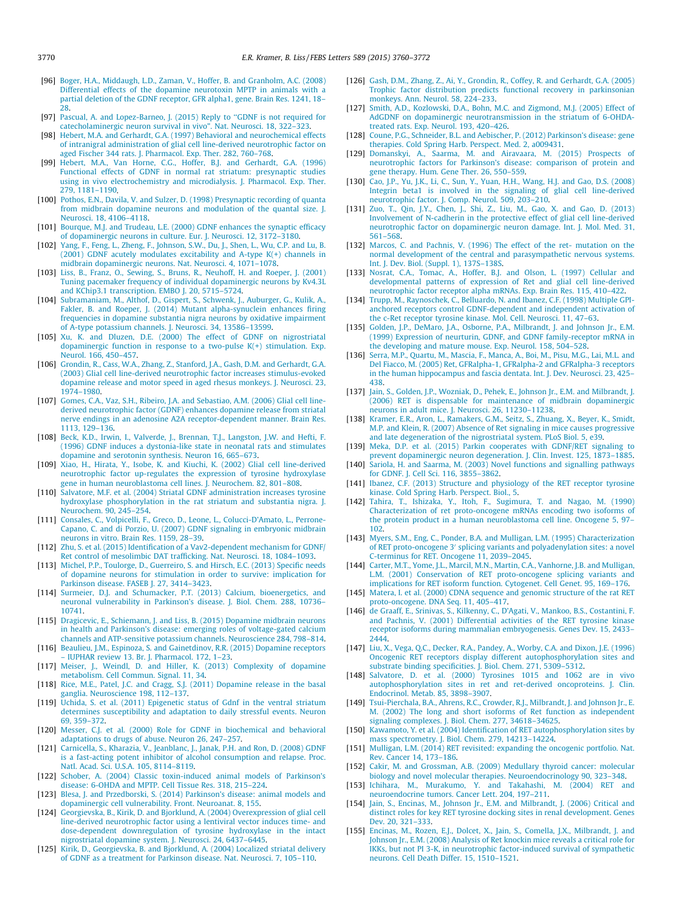[96] Boger, H.A., Middaugh, L.D., Zaman, V., Hoffer, B. and Granholm, A.C. (2008) Differential effects of the dopamine neurotoxin MPTP in animals with a partial deletion of the GDNF receptor, GFR alpha1, gene. Brain Res. 1241, 18–28.

[97] Pascual, A. and Lopez-Barneo, J. (2015) Reply to "GDNF is not required for catecholaminergic neuron survival in vivo". Nat. Neurosci. 18, 322–323.

[98] Hebert, M.A. and Gerhardt, G.A. (1997) Behavioral and neurochemical effects of intranigral administration of glial cell line-derived neurotrophic factor on aged Fischer 344 rats. J. Pharmacol. Exp. Ther. 282, 760–768.

[99] Hebert, M.A., Van Horne, C.G., Hoffer, B.J. and Gerhardt, G.A. (1996) Functional effects of GDNF in normal rat striatum: presynaptic studies using in vivo electrochemistry and microdialysis. J. Pharmacol. Exp. Ther. 279, 1181–1190.

[100] Pothos, E.N., Davila, V. and Sulzer, D. (1998) Presynaptic recording of quanta from midbrain dopamine neurons and modulation of the quantal size. J. Neurosci. 18, 4106–4118.

[101] Bourque, M.J. and Trudeau, L.E. (2000) GDNF enhances the synaptic efficacy of dopaminergic neurons in culture. Eur. J. Neurosci. 12, 3172–3180.

[102] Yang, F., Feng, L., Zheng, F., Johnson, S.W., Du, J., Shen, L., Wu, C.P. and Lu, B. (2001) GDNF acutely modulates excitability and A-type K(+) channels in midbrain dopaminergic neurons. Nat. Neurosci. 4, 1071–1078.

[103] Liss, B., Franz, O., Sewing, S., Bruns, R., Neuhoff, H. and Roeper, J. (2001) Tuning pacemaker frequency of individual dopaminergic neurons by Kv4.3L and KChip3.1 transcription. EMBO J. 20, 5715–5724.

[104] Subramaniam, M., Althof, D., Gispert, S., Schwenk, J., Auburger, G., Kulik, A., Fakler, B. and Roeper, J. (2014) Mutant alpha-synuclein enhances firing frequencies in dopamine substantia nigra neurons by oxidative impairment of A-type potassium channels. J. Neurosci. 34, 13586–13599.

[105] Xu, K. and Dluzen, D.E. (2000) The effect of GDNF on nigrostriatal dopaminergic function in response to a two-pulse K(+) stimulation. Exp. Neurol. 166, 450–457.

[106] Grondin, R., Cass, W.A., Zhang, Z., Stanford, J.A., Gash, D.M. and Gerhardt, G.A. (2003) Glial cell line-derived neurotrophic factor increases stimulus-evoked dopamine release and motor speed in aged rhesus monkeys. J. Neurosci. 23, 1974–1980.

[107] Gomes, C.A., Vaz, S.H., Ribeiro, J.A. and Sebastiao, A.M. (2006) Glial cell line-derived neurotrophic factor (GDNF) enhances dopamine release from striatal nerve endings in an adenosine A2A receptor-dependent manner. Brain Res. 1113, 129–136.

[108] Beck, K.D., Irwin, I., Valverde, J., Brennan, T.J., Langston, J.W. and Hefti, F. (1996) GDNF induces a dystonia-like state in neonatal rats and stimulates dopamine and serotonin synthesis. Neuron 16, 665–673.

[109] Xiao, H., Hirata, Y., Isobe, K. and Kiuchi, K. (2002) Glial cell line-derived neurotrophic factor up-regulates the expression of tyrosine hydroxylase gene in human neuroblastoma cell lines. J. Neurochem. 82, 801–808.

[110] Salvatore, M.F. et al. (2004) Striatal GDNF administration increases tyrosine hydroxylase phosphorylation in the rat striatum and substantia nigra. J. Neurochem. 90, 245–254.

[111] Consales, C., Volpicelli, F., Greco, D., Leone, L., Colucci-D'Amato, L., Perrone-Capano, C. and di Porzio, U. (2007) GDNF signaling in embryonic midbrain neurons in vitro. Brain Res. 1159, 28–39.

[112] Zhu, S. et al. (2015) Identification of a Vav2-dependent mechanism for GDNF/Ret control of mesolimbic DAT trafficking. Nat. Neurosci. 18, 1084–1093.

[113] Michel, P.P., Toulorge, D., Guerreiro, S. and Hirsch, E.C. (2013) Specific needs of dopamine neurons for stimulation in order to survive: implication for Parkinson disease. FASEB J. 27, 3414–3423.

[114] Surmeier, D.J. and Schumacker, P.T. (2013) Calcium, bioenergetics, and neuronal vulnerability in Parkinson's disease. J. Biol. Chem. 288, 10736–10741.

[115] Dragicevic, E., Schiemann, J. and Liss, B. (2015) Dopamine midbrain neurons in health and Parkinson's disease: emerging roles of voltage-gated calcium channels and ATP-sensitive potassium channels. Neuroscience 284, 798–814.

[116] Beaulieu, J.M., Espinoza, S. and Gainetdinov, R.R. (2015) Dopamine receptors – IUPHAR review 13. Br. J. Pharmacol. 172, 1–23.

[117] Meiser, J., Weindl, D. and Hiller, K. (2013) Complexity of dopamine metabolism. Cell Commun. Signal. 11, 34.

[118] Rice, M.E., Patel, J.C. and Cragg, S.J. (2011) Dopamine release in the basal ganglia. Neuroscience 198, 112–137.

[119] Uchida, S. et al. (2011) Epigenetic status of Gdnf in the ventral striatum determines susceptibility and adaptation to daily stressful events. Neuron 69, 359–372.

[120] Messer, C.J. et al. (2000) Role for GDNF in biochemical and behavioral adaptations to drugs of abuse. Neuron 26, 247–257.

[121] Carnicella, S., Kharazia, V., Jeanblanc, J., Janak, P.H. and Ron, D. (2008) GDNF is a fast-acting potent inhibitor of alcohol consumption and relapse. Proc. Natl. Acad. Sci. U.S.A. 105, 8114–8119.

[122] Schober, A. (2004) Classic toxin-induced animal models of Parkinson's disease: 6-OHDA and MPTP. Cell Tissue Res. 318, 215–224.

[123] Blesa, J. and Przedborski, S. (2014) Parkinson's disease: animal models and dopaminergic cell vulnerability. Front. Neuroanat. 8, 155.

[124] Georgievska, B., Kirik, D. and Bjorklund, A. (2004) Overexpression of glial cell line-derived neurotrophic factor using a lentiviral vector induces time- and dose-dependent downregulation of tyrosine hydroxylase in the intact nigrostriatal dopamine system. J. Neurosci. 24, 6437–6445.

[125] Kirik, D., Georgievska, B. and Bjorklund, A. (2004) Localized striatal delivery of GDNF as a treatment for Parkinson disease. Nat. Neurosci. 7, 105–110.

[126] Gash, D.M., Zhang, Z., Ai, Y., Grondin, R., Coffey, R. and Gerhardt, G.A. (2005) Trophic factor distribution predicts functional recovery in parkinsonian monkeys. Ann. Neurol. 58, 224–233.

[127] Smith, A.D., Kozlowski, D.A., Bohn, M.C. and Zigmond, M.J. (2005) Effect of AdGDNF on dopaminergic neurotransmission in the striatum of 6-OHDA-treated rats. Exp. Neurol. 193, 420–426.

[128] Coune, P.G., Schneider, B.L. and Aebischer, P. (2012) Parkinson's disease: gene therapies. Cold Spring Harb. Perspect. Med. 2, a009431.

[129] Domanskyi, A., Saarma, M. and Airavaara, M. (2015) Prospects of neurotrophic factors for Parkinson's disease: comparison of protein and gene therapy. Hum. Gene Ther. 26, 550–559.

[130] Cao, J.P., Yu, J.K., Li, C., Sun, Y., Yuan, H.H., Wang, H.J. and Gao, D.S. (2008) Integrin beta1 is involved in the signaling of glial cell line-derived neurotrophic factor. J. Comp. Neurol. 509, 203–210.

[131] Zuo, T., Qin, J.Y., Chen, J., Shi, Z., Liu, M., Gao, X. and Gao, D. (2013) Involvement of N-cadherin in the protective effect of glial cell line-derived neurotrophic factor on dopaminergic neuron damage. Int. J. Mol. Med. 31, 561–568.

[132] Marcos, C. and Pachnis, V. (1996) The effect of the ret- mutation on the normal development of the central and parasympathetic nervous systems. Int. J. Dev. Biol. (Suppl. 1), 137S–138S.

[133] Nosrat, C.A., Tomac, A., Hoffer, B.J. and Olson, L. (1997) Cellular and developmental patterns of expression of Ret and glial cell line-derived neurotrophic factor receptor alpha mRNAs. Exp. Brain Res. 115, 410–422.

[134] Trupp, M., Raynoschek, C., Belluardo, N. and Ibanez, C.F. (1998) Multiple GPI-anchored receptors control GDNF-dependent and independent activation of the c-Ret receptor tyrosine kinase. Mol. Cell. Neurosci. 11, 47–63.

[135] Golden, J.P., DeMaro, J.A., Osborne, P.A., Milbrandt, J. and Johnson Jr., E.M. (1999) Expression of neurturin, GDNF, and GDNF family-receptor mRNA in the developing and mature mouse. Exp. Neurol. 158, 504–528.

[136] Serra, M.P., Quartu, M., Mascia, F., Manca, A., Boi, M., Pisu, M.G., Lai, M.L. and Del Fiacco, M. (2005) Ret, GFRalpha-1, GFRalpha-2 and GFRalpha-3 receptors in the human hippocampus and fascia dentata. Int. J. Dev. Neurosci. 23, 425–438.

[137] Jain, S., Golden, J.P., Wozniak, D., Pehek, E., Johnson Jr., E.M. and Milbrandt, J. (2006) RET is dispensable for maintenance of midbrain dopaminergic neurons in adult mice. J. Neurosci. 26, 11230–11238.

[138] Kramer, E.R., Aron, L., Ramakers, G.M., Seitz, S., Zhuang, X., Beyer, K., Smidt, M.P. and Klein, R. (2007) Absence of Ret signaling in mice causes progressive and late degeneration of the nigrostriatal system. PLoS Biol. 5, e39.

[139] Meka, D.P. et al. (2015) Parkin cooperates with GDNF/RET signaling to prevent dopaminergic neuron degeneration. J. Clin. Invest. 125, 1873–1885.

[140] Sariola, H. and Saarma, M. (2003) Novel functions and signalling pathways for GDNF. J. Cell Sci. 116, 3855–3862.

[141] Ibanez, C.F. (2013) Structure and physiology of the RET receptor tyrosine kinase. Cold Spring Harb. Perspect. Biol., 5.

[142] Tahira, T., Ishizaka, Y., Itoh, F., Sugimura, T. and Nagao, M. (1990) Characterization of ret proto-oncogene mRNAs encoding two isoforms of the protein product in a human neuroblastoma cell line. Oncogene 5, 97–102.

[143] Myers, S.M., Eng, C., Ponder, B.A. and Mulligan, L.M. (1995) Characterization of RET proto-oncogene 3′ splicing variants and polyadenylation sites: a novel C-terminus for RET. Oncogene 11, 2039–2045.

[144] Carter, M.T., Yome, J.L., Marcil, M.N., Martin, C.A., Vanhorne, J.B. and Mulligan, L.M. (2001) Conservation of RET proto-oncogene splicing variants and implications for RET isoform function. Cytogenet. Cell Genet. 95, 169–176.

[145] Matera, I. et al. (2000) CDNA sequence and genomic structure of the rat RET proto-oncogene. DNA Seq. 11, 405–417.

[146] de Graaff, E., Srinivas, S., Kilkenny, C., D'Agati, V., Mankoo, B.S., Costantini, F. and Pachnis, V. (2001) Differential activities of the RET tyrosine kinase receptor isoforms during mammalian embryogenesis. Genes Dev. 15, 2433–2444.

[147] Liu, X., Vega, Q.C., Decker, R.A., Pandey, A., Worby, C.A. and Dixon, J.E. (1996) Oncogenic RET receptors display different autophosphorylation sites and substrate binding specificities. J. Biol. Chem. 271, 5309–5312.

[148] Salvatore, D. et al. (2000) Tyrosines 1015 and 1062 are in vivo autophosphorylation sites in ret and ret-derived oncoproteins. J. Clin. Endocrinol. Metab. 85, 3898–3907.

[149] Tsui-Pierchala, B.A., Ahrens, R.C., Crowder, R.J., Milbrandt, J. and Johnson Jr., E.M. (2002) The long and short isoforms of Ret function as independent signaling complexes. J. Biol. Chem. 277, 34618–34625.

[150] Kawamoto, Y. et al. (2004) Identification of RET autophosphorylation sites by mass spectrometry. J. Biol. Chem. 279, 14213–14224.

[151] Mulligan, L.M. (2014) RET revisited: expanding the oncogenic portfolio. Nat. Rev. Cancer 14, 173–186.

[152] Cakir, M. and Grossman, A.B. (2009) Medullary thyroid cancer: molecular biology and novel molecular therapies. Neuroendocrinology 90, 323–348.

[153] Ichihara, M., Murakumo, Y. and Takahashi, M. (2004) RET and neuroendocrine tumors. Cancer Lett. 204, 197–211.

[154] Jain, S., Encinas, M., Johnson Jr., E.M. and Milbrandt, J. (2006) Critical and distinct roles for key RET tyrosine docking sites in renal development. Genes Dev. 20, 321–333.

[155] Encinas, M., Rozen, E.J., Dolcet, X., Jain, S., Comella, J.X., Milbrandt, J. and Johnson Jr., E.M. (2008) Analysis of Ret knockin mice reveals a critical role for IKKs, but not PI 3-K, in neurotrophic factor-induced survival of sympathetic neurons. Cell Death Differ. 15, 1510–1521.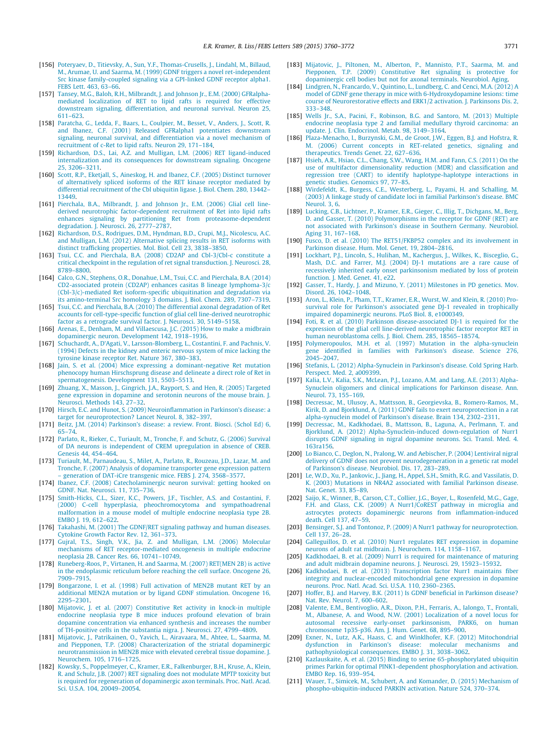[156] Poteryaev, D., Titievsky, A., Sun, Y.F., Thomas-Crusells, J., Lindahl, M., Billaud, M., Arumae, U. and Saarma, M. (1999) GDNF triggers a novel ret-independent Src kinase family-coupled signaling via a GPI-linked GDNF receptor alpha1. FEBS Lett. 463, 63–66.

[157] Tansey, M.G., Baloh, R.H., Milbrandt, J. and Johnson Jr., E.M. (2000) GFRalpha-mediated localization of RET to lipid rafts is required for effective downstream signaling, differentiation, and neuronal survival. Neuron 25, 611–623.

[158] Paratcha, G., Ledda, F., Baars, L., Coulpier, M., Besset, V., Anders, J., Scott, R. and Ibanez, C.F. (2001) Released GFRalpha1 potentiates downstream signaling, neuronal survival, and differentiation via a novel mechanism of recruitment of c-Ret to lipid rafts. Neuron 29, 171–184.

[159] Richardson, D.S., Lai, A.Z. and Mulligan, L.M. (2006) RET ligand-induced internalization and its consequences for downstream signaling. Oncogene 25, 3206–3211.

[160] Scott, R.P., Eketjall, S., Aineskog, H. and Ibanez, C.F. (2005) Distinct turnover of alternatively spliced isoforms of the RET kinase receptor mediated by differential recruitment of the Cbl ubiquitin ligase. J. Biol. Chem. 280, 13442–13449.

[161] Pierchala, B.A., Milbrandt, J. and Johnson Jr., E.M. (2006) Glial cell line-derived neurotrophic factor-dependent recruitment of Ret into lipid rafts enhances signaling by partitioning Ret from proteasome-dependent degradation. J. Neurosci. 26, 2777–2787.

[162] Richardson, D.S., Rodrigues, D.M., Hyndman, B.D., Crupi, M.J., Nicolescu, A.C. and Mulligan, L.M. (2012) Alternative splicing results in RET isoforms with distinct trafficking properties. Mol. Biol. Cell 23, 3838–3850.

[163] Tsui, C.C. and Pierchala, B.A. (2008) CD2AP and Cbl-3/Cbl-c constitute a critical checkpoint in the regulation of ret signal transduction. J. Neurosci. 28, 8789–8800.

[164] Calco, G.N., Stephens, O.R., Donahue, L.M., Tsui, C.C. and Pierchala, B.A. (2014) CD2-associated protein (CD2AP) enhances casitas B lineage lymphoma-3/c (Cbl-3/c)-mediated Ret isoform-specific ubiquitination and degradation via its amino-terminal Src homology 3 domains. J. Biol. Chem. 289, 7307–7319.

[165] Tsui, C.C. and Pierchala, B.A. (2010) The differential axonal degradation of Ret accounts for cell-type-specific function of glial cell line-derived neurotrophic factor as a retrograde survival factor. J. Neurosci. 30, 5149–5158.

[166] Arenas, E., Denham, M. and Villaescusa, J.C. (2015) How to make a midbrain dopaminergic neuron. Development 142, 1918–1936.

[167] Schuchardt, A., D'Agati, V., Larsson-Blomberg, L., Costantini, F. and Pachnis, V. (1994) Defects in the kidney and enteric nervous system of mice lacking the tyrosine kinase receptor Ret. Nature 367, 380–383.

[168] Jain, S. et al. (2004) Mice expressing a dominant-negative Ret mutation phenocopy human Hirschsprung disease and delineate a direct role of Ret in spermatogenesis. Development 131, 5503–5513.

[169] Zhuang, X., Masson, J., Gingrich, J.A., Rayport, S. and Hen, R. (2005) Targeted gene expression in dopamine and serotonin neurons of the mouse brain. J. Neurosci. Methods 143, 27–32.

[170] Hirsch, E.C. and Hunot, S. (2009) Neuroinflammation in Parkinson's disease: a target for neuroprotection? Lancet Neurol. 8, 382–397.

[171] Beitz, J.M. (2014) Parkinson's disease: a review. Front. Biosci. (Schol Ed) 6, 65–74.

[172] Parlato, R., Rieker, C., Turiault, M., Tronche, F. and Schutz, G. (2006) Survival of DA neurons is independent of CREM upregulation in absence of CREB. Genesis 44, 454–464.

[173] Turiault, M., Parnaudeau, S., Milet, A., Parlato, R., Rouzeau, J.D., Lazar, M. and Tronche, F. (2007) Analysis of dopamine transporter gene expression pattern – generation of DAT-iCre transgenic mice. FEBS J. 274, 3568–3577.

[174] Ibanez, C.F. (2008) Catecholaminergic neuron survival: getting hooked on GDNF. Nat. Neurosci. 11, 735–736.

[175] Smith-Hicks, C.L., Sizer, K.C., Powers, J.F., Tischler, A.S. and Costantini, F. (2000) C-cell hyperplasia, pheochromocytoma and sympathoadrenal malformation in a mouse model of multiple endocrine neoplasia type 2B. EMBO J. 19, 612–622.

[176] Takahashi, M. (2001) The GDNF/RET signaling pathway and human diseases. Cytokine Growth Factor Rev. 12, 361–373.

[177] Gujral, T.S., Singh, V.K., Jia, Z. and Mulligan, L.M. (2006) Molecular mechanisms of RET receptor-mediated oncogenesis in multiple endocrine neoplasia 2B. Cancer Res. 66, 10741–10749.

[178] Runeberg-Roos, P., Virtanen, H. and Saarma, M. (2007) RET(MEN 2B) is active in the endoplasmic reticulum before reaching the cell surface. Oncogene 26, 7909–7915.

[179] Bongarzone, I. et al. (1998) Full activation of MEN2B mutant RET by an additional MEN2A mutation or by ligand GDNF stimulation. Oncogene 16, 2295–2301.

[180] Mijatovic, J. et al. (2007) Constitutive Ret activity in knock-in multiple endocrine neoplasia type B mice induces profound elevation of brain dopamine concentration via enhanced synthesis and increases the number of TH-positive cells in the substantia nigra. J. Neurosci. 27, 4799–4809.

[181] Mijatovic, J., Patrikainen, O., Yavich, L., Airavaara, M., Ahtee, L., Saarma, M. and Piepponen, T.P. (2008) Characterization of the striatal dopaminergic neurotransmission in MEN2B mice with elevated cerebral tissue dopamine. J. Neurochem. 105, 1716–1725.

[182] Kowsky, S., Poppelmeyer, C., Kramer, E.R., Falkenburger, B.H., Kruse, A., Klein, R. and Schulz, J.B. (2007) RET signaling does not modulate MPTP toxicity but is required for regeneration of dopaminergic axon terminals. Proc. Natl. Acad. Sci. U.S.A. 104, 20049–20054.

[183] Mijatovic, J., Piltonen, M., Alberton, P., Mannisto, P.T., Saarma, M. and Piepponen, T.P. (2009) Constitutive Ret signaling is protective for dopaminergic cell bodies but not for axonal terminals. Neurobiol. Aging.

[184] Lindgren, N., Francardo, V., Quintino, L., Lundberg, C. and Cenci, M.A. (2012) A model of GDNF gene therapy in mice with 6-Hydroxydopamine lesions: time course of Neurorestorative effects and ERK1/2 activation. J. Parkinsons Dis. 2, 333–348.

[185] Wells Jr., S.A., Pacini, F., Robinson, B.G. and Santoro, M. (2013) Multiple endocrine neoplasia type 2 and familial medullary thyroid carcinoma: an update. J. Clin. Endocrinol. Metab. 98, 3149–3164.

[186] Plaza-Menacho, I., Burzynski, G.M., de Groot, J.W., Eggen, B.J. and Hofstra, R.M. (2006) Current concepts in RET-related genetics, signaling and therapeutics. Trends Genet. 22, 627–636.

[187] Hsieh, A.R., Hsiao, C.L., Chang, S.W., Wang, H.M. and Fann, C.S. (2011) On the use of multifactor dimensionality reduction (MDR) and classification and regression tree (CART) to identify haplotype-haplotype interactions in genetic studies. Genomics 97, 77–85.

[188] Wirdefeldt, K., Burgess, C.E., Westerberg, L., Payami, H. and Schalling, M. (2003) A linkage study of candidate loci in familial Parkinson's disease. BMC Neurol. 3, 6.

[189] Lucking, C.B., Lichtner, P., Kramer, E.R., Gieger, C., Illig, T., Dichgans, M., Berg, D. and Gasser, T. (2010) Polymorphisms in the receptor for GDNF (RET) are not associated with Parkinson's disease in Southern Germany. Neurobiol. Aging 31, 167–168.

[190] Fusco, D. et al. (2010) The RET51/FKBP52 complex and its involvement in Parkinson disease. Hum. Mol. Genet. 19, 2804–2816.

[191] Lockhart, P.J., Lincoln, S., Hulihan, M., Kachergus, J., Wilkes, K., Bisceglio, G., Mash, D.C. and Farrer, M.J. (2004) DJ-1 mutations are a rare cause of recessively inherited early onset parkinsonism mediated by loss of protein function. J. Med. Genet. 41, e22.

[192] Gasser, T., Hardy, J. and Mizuno, Y. (2011) Milestones in PD genetics. Mov. Disord. 26, 1042–1048.

[193] Aron, L., Klein, P., Pham, T.T., Kramer, E.R., Wurst, W. and Klein, R. (2010) Pro-survival role for Parkinson's associated gene DJ-1 revealed in trophically impaired dopaminergic neurons. PLoS Biol. 8, e1000349.

[194] Foti, R. et al. (2010) Parkinson disease-associated DJ-1 is required for the expression of the glial cell line-derived neurotrophic factor receptor RET in human neuroblastoma cells. J. Biol. Chem. 285, 18565–18574.

[195] Polymeropoulos, M.H. et al. (1997) Mutation in the alpha-synuclein gene identified in families with Parkinson's disease. Science 276, 2045–2047.

[196] Stefanis, L. (2012) Alpha-Synuclein in Parkinson's disease. Cold Spring Harb. Perspect. Med. 2, a009399.

[197] Kalia, L.V., Kalia, S.K., McLean, P.J., Lozano, A.M. and Lang, A.E. (2013) Alpha-Synuclein oligomers and clinical implications for Parkinson disease. Ann. Neurol. 73, 155–169.

[198] Decressac, M., Ulusoy, A., Mattsson, B., Georgievska, B., Romero-Ramos, M., Kirik, D. and Bjorklund, A. (2011) GDNF fails to exert neuroprotection in a rat alpha-synuclein model of Parkinson's disease. Brain 134, 2302–2311.

[199] Decressac, M., Kadkhodaei, B., Mattsson, B., Laguna, A., Perlmann, T. and Bjorklund, A. (2012) Alpha-Synuclein-induced down-regulation of Nurr1 disrupts GDNF signaling in nigral dopamine neurons. Sci. Transl. Med. 4, 163ra156.

[200] Lo Bianco, C., Deglon, N., Pralong, W. and Aebischer, P. (2004) Lentiviral nigral delivery of GDNF does not prevent neurodegeneration in a genetic rat model of Parkinson's disease. Neurobiol. Dis. 17, 283–289.

[201] Le, W.D., Xu, P., Jankovic, J., Jiang, H., Appel, S.H., Smith, R.G. and Vassilatis, D.K. (2003) Mutations in NR4A2 associated with familial Parkinson disease. Nat. Genet. 33, 85–89.

[202] Saijo, K., Winner, B., Carson, C.T., Collier, J.G., Boyer, L., Rosenfeld, M.G., Gage, F.H. and Glass, C.K. (2009) A Nurr1/CoREST pathway in microglia and astrocytes protects dopaminergic neurons from inflammation-induced death. Cell 137, 47–59.

[203] Bensinger, S.J. and Tontonoz, P. (2009) A Nurr1 pathway for neuroprotection. Cell 137, 26–28.

[204] Galleguillos, D. et al. (2010) Nurr1 regulates RET expression in dopamine neurons of adult rat midbrain. J. Neurochem. 114, 1158–1167.

[205] Kadkhodaei, B. et al. (2009) Nurr1 is required for maintenance of maturing and adult midbrain dopamine neurons. J. Neurosci. 29, 15923–15932.

[206] Kadkhodaei, B. et al. (2013) Transcription factor Nurr1 maintains fiber integrity and nuclear-encoded mitochondrial gene expression in dopamine neurons. Proc. Natl. Acad. Sci. U.S.A. 110, 2360–2365.

[207] Hoffer, B.J. and Harvey, B.K. (2011) Is GDNF beneficial in Parkinson disease? Nat. Rev. Neurol. 7, 600–602.

[208] Valente, E.M., Bentivoglio, A.R., Dixon, P.H., Ferraris, A., Ialongo, T., Frontali, M., Albanese, A. and Wood, N.W. (2001) Localization of a novel locus for autosomal recessive early-onset parkinsonism, PARK6, on human chromosome 1p35-p36. Am. J. Hum. Genet. 68, 895–900.

[209] Exner, N., Lutz, A.K., Haass, C. and Winklhofer, K.F. (2012) Mitochondrial dysfunction in Parkinson's disease: molecular mechanisms and pathophysiological consequences. EMBO J. 31, 3038–3062.

[210] Kazlauskaite, A. et al. (2015) Binding to serine 65-phosphorylated ubiquitin primes Parkin for optimal PINK1-dependent phosphorylation and activation. EMBO Rep. 16, 939–954.

[211] Wauer, T., Simicek, M., Schubert, A. and Komander, D. (2015) Mechanism of phospho-ubiquitin-induced PARKIN activation. Nature 524, 370–374.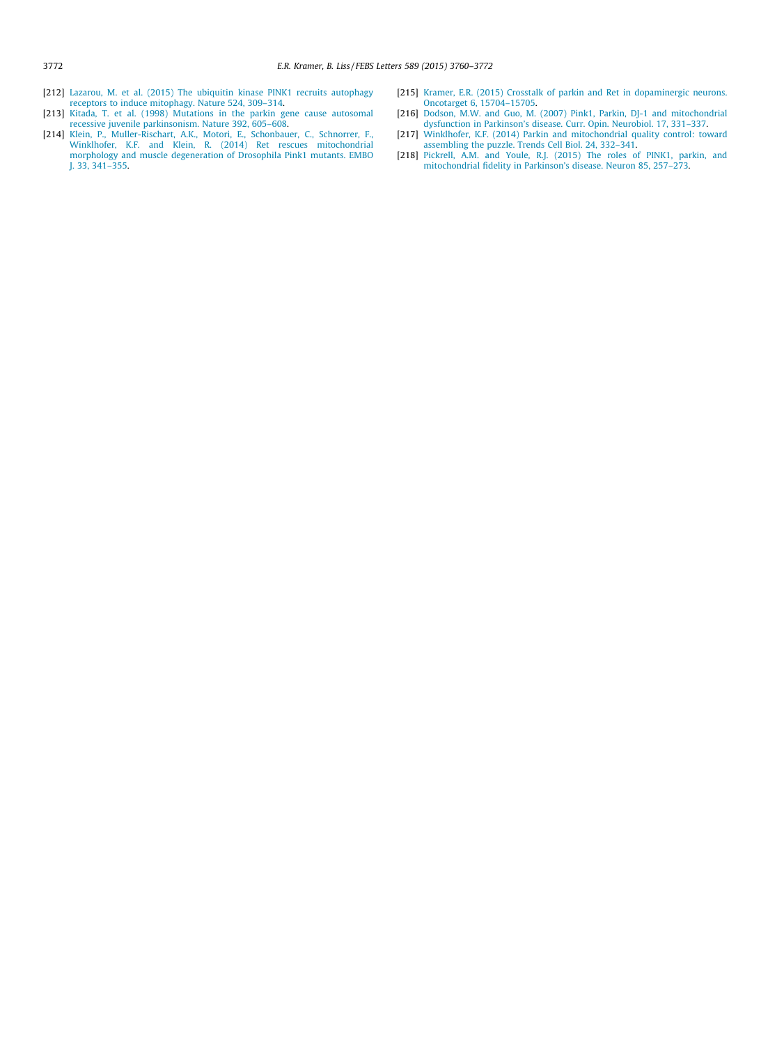[212] Lazarou, M. et al. (2015) The ubiquitin kinase PINK1 recruits autophagy receptors to induce mitophagy. Nature 524, 309–314.

[213] Kitada, T. et al. (1998) Mutations in the parkin gene cause autosomal recessive juvenile parkinsonism. Nature 392, 605–608.

[214] Klein, P., Muller-Rischart, A.K., Motori, E., Schonbauer, C., Schnorrer, F., Winklhofer, K.F. and Klein, R. (2014) Ret rescues mitochondrial morphology and muscle degeneration of Drosophila Pink1 mutants. EMBO J. 33, 341–355.

[215] Kramer, E.R. (2015) Crosstalk of parkin and Ret in dopaminergic neurons. Oncotarget 6, 15704–15705.

[216] Dodson, M.W. and Guo, M. (2007) Pink1, Parkin, DJ-1 and mitochondrial dysfunction in Parkinson's disease. Curr. Opin. Neurobiol. 17, 331–337.

[217] Winklhofer, K.F. (2014) Parkin and mitochondrial quality control: toward assembling the puzzle. Trends Cell Biol. 24, 332–341.

[218] Pickrell, A.M. and Youle, R.J. (2015) The roles of PINK1, parkin, and mitochondrial fidelity in Parkinson's disease. Neuron 85, 257–273.